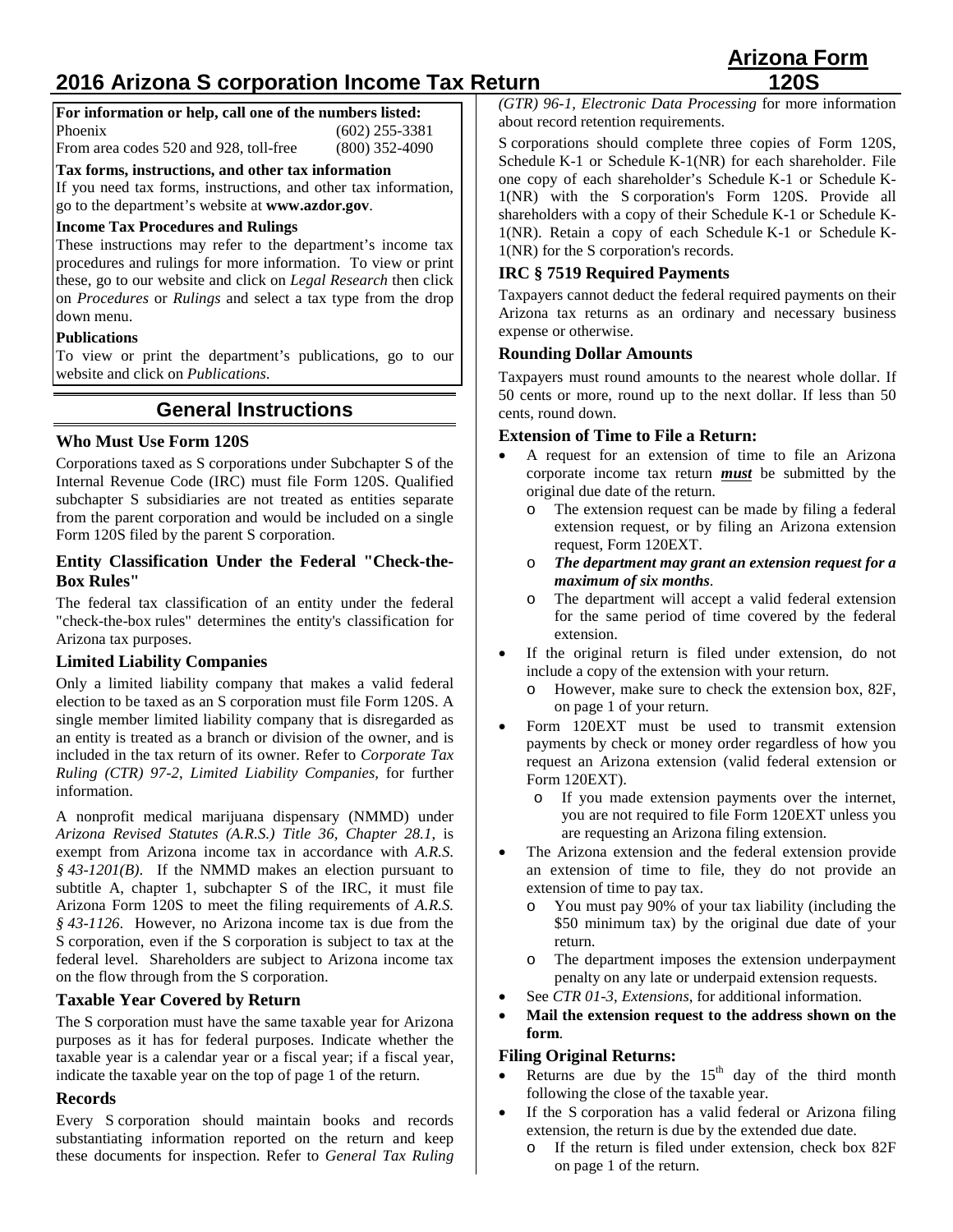# 2016 Arizona S corporation Income Tax Return

**Arizona Form 120S**

**For information or help, call one of the numbers listed:**

| | |
|---|---|
| Phoenix | (602) 255-3381 |
| From area codes 520 and 928, toll-free | (800) 352-4090 |

**Tax forms, instructions, and other tax information**

If you need tax forms, instructions, and other tax information, go to the department's website at **www.azdor.gov**.

**Income Tax Procedures and Rulings**

These instructions may refer to the department's income tax procedures and rulings for more information. To view or print these, go to our website and click on *Legal Research* then click on *Procedures* or *Rulings* and select a tax type from the drop down menu.

**Publications**

To view or print the department's publications, go to our website and click on *Publications*.

## General Instructions

### Who Must Use Form 120S

Corporations taxed as S corporations under Subchapter S of the Internal Revenue Code (IRC) must file Form 120S. Qualified subchapter S subsidiaries are not treated as entities separate from the parent corporation and would be included on a single Form 120S filed by the parent S corporation.

### Entity Classification Under the Federal "Check-the-Box Rules"

The federal tax classification of an entity under the federal "check-the-box rules" determines the entity's classification for Arizona tax purposes.

### Limited Liability Companies

Only a limited liability company that makes a valid federal election to be taxed as an S corporation must file Form 120S. A single member limited liability company that is disregarded as an entity is treated as a branch or division of the owner, and is included in the tax return of its owner. Refer to *Corporate Tax Ruling (CTR) 97-2, Limited Liability Companies,* for further information.

A nonprofit medical marijuana dispensary (NMMD) under *Arizona Revised Statutes (A.R.S.) Title 36, Chapter 28.1,* is exempt from Arizona income tax in accordance with *A.R.S. § 43-1201(B)*. If the NMMD makes an election pursuant to subtitle A, chapter 1, subchapter S of the IRC, it must file Arizona Form 120S to meet the filing requirements of *A.R.S. § 43-1126*. However, no Arizona income tax is due from the S corporation, even if the S corporation is subject to tax at the federal level. Shareholders are subject to Arizona income tax on the flow through from the S corporation.

### Taxable Year Covered by Return

The S corporation must have the same taxable year for Arizona purposes as it has for federal purposes. Indicate whether the taxable year is a calendar year or a fiscal year; if a fiscal year, indicate the taxable year on the top of page 1 of the return.

### Records

Every S corporation should maintain books and records substantiating information reported on the return and keep these documents for inspection. Refer to *General Tax Ruling (GTR) 96-1, Electronic Data Processing* for more information about record retention requirements.

S corporations should complete three copies of Form 120S, Schedule K-1 or Schedule K-1(NR) for each shareholder. File one copy of each shareholder's Schedule K-1 or Schedule K-1(NR) with the S corporation's Form 120S. Provide all shareholders with a copy of their Schedule K-1 or Schedule K-1(NR). Retain a copy of each Schedule K-1 or Schedule K-1(NR) for the S corporation's records.

### IRC § 7519 Required Payments

Taxpayers cannot deduct the federal required payments on their Arizona tax returns as an ordinary and necessary business expense or otherwise.

### Rounding Dollar Amounts

Taxpayers must round amounts to the nearest whole dollar. If 50 cents or more, round up to the next dollar. If less than 50 cents, round down.

### Extension of Time to File a Return:

- A request for an extension of time to file an Arizona corporate income tax return ***must*** be submitted by the original due date of the return.
  - The extension request can be made by filing a federal extension request, or by filing an Arizona extension request, Form 120EXT.
  - ***The department may grant an extension request for a maximum of six months***.
  - The department will accept a valid federal extension for the same period of time covered by the federal extension.
- If the original return is filed under extension, do not include a copy of the extension with your return.
  - However, make sure to check the extension box, 82F, on page 1 of your return.
- Form 120EXT must be used to transmit extension payments by check or money order regardless of how you request an Arizona extension (valid federal extension or Form 120EXT).
  - If you made extension payments over the internet, you are not required to file Form 120EXT unless you are requesting an Arizona filing extension.
- The Arizona extension and the federal extension provide an extension of time to file, they do not provide an extension of time to pay tax.
  - You must pay 90% of your tax liability (including the $50 minimum tax) by the original due date of your return.
  - The department imposes the extension underpayment penalty on any late or underpaid extension requests.
- See *CTR 01-3, Extensions,* for additional information.
- **Mail the extension request to the address shown on the form**.

### Filing Original Returns:

- Returns are due by the 15th day of the third month following the close of the taxable year.
- If the S corporation has a valid federal or Arizona filing extension, the return is due by the extended due date.
  - If the return is filed under extension, check box 82F on page 1 of the return.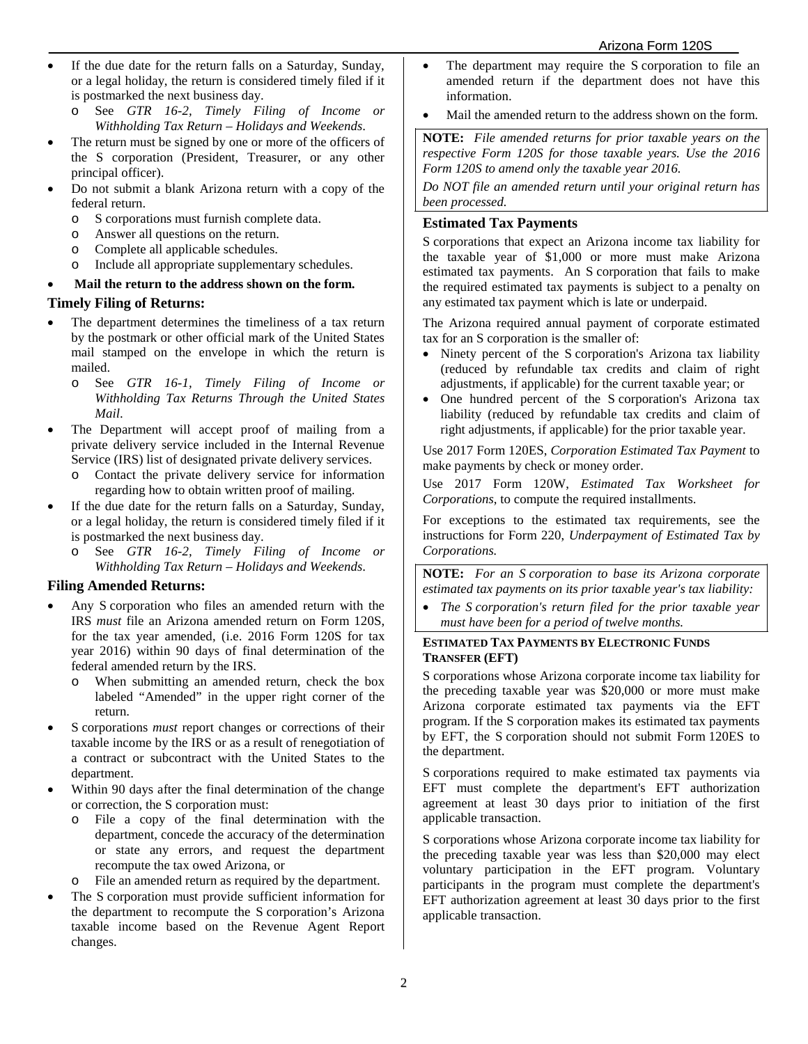- If the due date for the return falls on a Saturday, Sunday, or a legal holiday, the return is considered timely filed if it is postmarked the next business day.
  - See *GTR 16-2, Timely Filing of Income or Withholding Tax Return – Holidays and Weekends*.
- The return must be signed by one or more of the officers of the S corporation (President, Treasurer, or any other principal officer).
- Do not submit a blank Arizona return with a copy of the federal return.
  - S corporations must furnish complete data.
  - Answer all questions on the return.
  - Complete all applicable schedules.
  - Include all appropriate supplementary schedules.
- **Mail the return to the address shown on the form.**

### Timely Filing of Returns:

- The department determines the timeliness of a tax return by the postmark or other official mark of the United States mail stamped on the envelope in which the return is mailed.
  - See *GTR 16-1, Timely Filing of Income or Withholding Tax Returns Through the United States Mail*.
- The Department will accept proof of mailing from a private delivery service included in the Internal Revenue Service (IRS) list of designated private delivery services.
  - Contact the private delivery service for information regarding how to obtain written proof of mailing.
- If the due date for the return falls on a Saturday, Sunday, or a legal holiday, the return is considered timely filed if it is postmarked the next business day.
  - See *GTR 16-2, Timely Filing of Income or Withholding Tax Return – Holidays and Weekends*.

### Filing Amended Returns:

- Any S corporation who files an amended return with the IRS *must* file an Arizona amended return on Form 120S, for the tax year amended, (i.e. 2016 Form 120S for tax year 2016) within 90 days of final determination of the federal amended return by the IRS.
  - When submitting an amended return, check the box labeled "Amended" in the upper right corner of the return.
- S corporations *must* report changes or corrections of their taxable income by the IRS or as a result of renegotiation of a contract or subcontract with the United States to the department.
- Within 90 days after the final determination of the change or correction, the S corporation must:
  - File a copy of the final determination with the department, concede the accuracy of the determination or state any errors, and request the department recompute the tax owed Arizona, or
  - File an amended return as required by the department.
- The S corporation must provide sufficient information for the department to recompute the S corporation's Arizona taxable income based on the Revenue Agent Report changes.
- The department may require the S corporation to file an amended return if the department does not have this information.
- Mail the amended return to the address shown on the form.

**NOTE:** *File amended returns for prior taxable years on the respective Form 120S for those taxable years. Use the 2016 Form 120S to amend only the taxable year 2016.*

*Do NOT file an amended return until your original return has been processed.*

### Estimated Tax Payments

S corporations that expect an Arizona income tax liability for the taxable year of $1,000 or more must make Arizona estimated tax payments. An S corporation that fails to make the required estimated tax payments is subject to a penalty on any estimated tax payment which is late or underpaid.

The Arizona required annual payment of corporate estimated tax for an S corporation is the smaller of:

- Ninety percent of the S corporation's Arizona tax liability (reduced by refundable tax credits and claim of right adjustments, if applicable) for the current taxable year; or
- One hundred percent of the S corporation's Arizona tax liability (reduced by refundable tax credits and claim of right adjustments, if applicable) for the prior taxable year.

Use 2017 Form 120ES, *Corporation Estimated Tax Payment* to make payments by check or money order.

Use 2017 Form 120W, *Estimated Tax Worksheet for Corporations*, to compute the required installments.

For exceptions to the estimated tax requirements, see the instructions for Form 220, *Underpayment of Estimated Tax by Corporations.*

**NOTE:** *For an S corporation to base its Arizona corporate estimated tax payments on its prior taxable year's tax liability:*

- *The S corporation's return filed for the prior taxable year must have been for a period of twelve months.*

#### ESTIMATED TAX PAYMENTS BY ELECTRONIC FUNDS TRANSFER (EFT)

S corporations whose Arizona corporate income tax liability for the preceding taxable year was $20,000 or more must make Arizona corporate estimated tax payments via the EFT program. If the S corporation makes its estimated tax payments by EFT, the S corporation should not submit Form 120ES to the department.

S corporations required to make estimated tax payments via EFT must complete the department's EFT authorization agreement at least 30 days prior to initiation of the first applicable transaction.

S corporations whose Arizona corporate income tax liability for the preceding taxable year was less than $20,000 may elect voluntary participation in the EFT program. Voluntary participants in the program must complete the department's EFT authorization agreement at least 30 days prior to the first applicable transaction.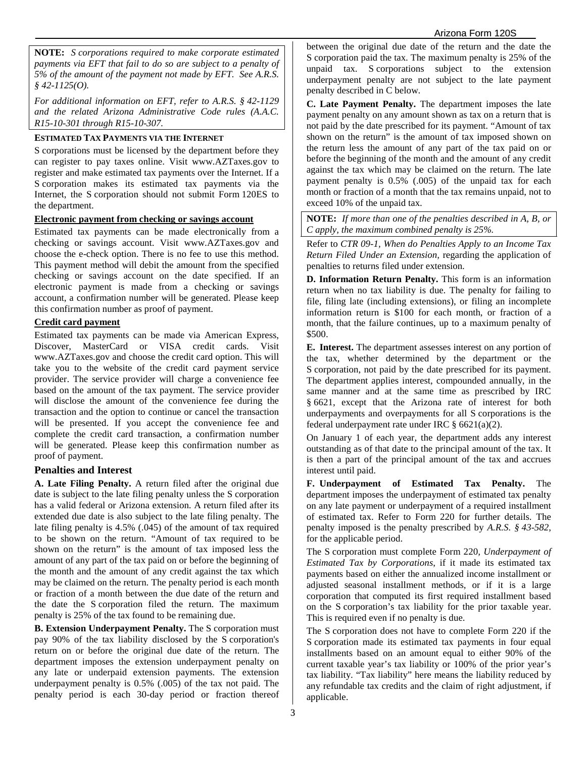**NOTE:** *S corporations required to make corporate estimated payments via EFT that fail to do so are subject to a penalty of 5% of the amount of the payment not made by EFT. See A.R.S. § 42-1125(O).*

*For additional information on EFT, refer to A.R.S. § 42-1129 and the related Arizona Administrative Code rules (A.A.C. R15-10-301 through R15-10-307.*

### ESTIMATED TAX PAYMENTS VIA THE INTERNET

S corporations must be licensed by the department before they can register to pay taxes online. Visit www.AZTaxes.gov to register and make estimated tax payments over the Internet. If a S corporation makes its estimated tax payments via the Internet, the S corporation should not submit Form 120ES to the department.

**Electronic payment from checking or savings account**

Estimated tax payments can be made electronically from a checking or savings account. Visit www.AZTaxes.gov and choose the e-check option. There is no fee to use this method. This payment method will debit the amount from the specified checking or savings account on the date specified. If an electronic payment is made from a checking or savings account, a confirmation number will be generated. Please keep this confirmation number as proof of payment.

**Credit card payment**

Estimated tax payments can be made via American Express, Discover, MasterCard or VISA credit cards. Visit www.AZTaxes.gov and choose the credit card option. This will take you to the website of the credit card payment service provider. The service provider will charge a convenience fee based on the amount of the tax payment. The service provider will disclose the amount of the convenience fee during the transaction and the option to continue or cancel the transaction will be presented. If you accept the convenience fee and complete the credit card transaction, a confirmation number will be generated. Please keep this confirmation number as proof of payment.

## Penalties and Interest

**A. Late Filing Penalty.** A return filed after the original due date is subject to the late filing penalty unless the S corporation has a valid federal or Arizona extension. A return filed after its extended due date is also subject to the late filing penalty. The late filing penalty is 4.5% (.045) of the amount of tax required to be shown on the return. "Amount of tax required to be shown on the return" is the amount of tax imposed less the amount of any part of the tax paid on or before the beginning of the month and the amount of any credit against the tax which may be claimed on the return. The penalty period is each month or fraction of a month between the due date of the return and the date the S corporation filed the return. The maximum penalty is 25% of the tax found to be remaining due.

**B. Extension Underpayment Penalty.** The S corporation must pay 90% of the tax liability disclosed by the S corporation's return on or before the original due date of the return. The department imposes the extension underpayment penalty on any late or underpaid extension payments. The extension underpayment penalty is 0.5% (.005) of the tax not paid. The penalty period is each 30-day period or fraction thereof between the original due date of the return and the date the S corporation paid the tax. The maximum penalty is 25% of the unpaid tax. S corporations subject to the extension underpayment penalty are not subject to the late payment penalty described in C below.

**C. Late Payment Penalty.** The department imposes the late payment penalty on any amount shown as tax on a return that is not paid by the date prescribed for its payment. "Amount of tax shown on the return" is the amount of tax imposed shown on the return less the amount of any part of the tax paid on or before the beginning of the month and the amount of any credit against the tax which may be claimed on the return. The late payment penalty is 0.5% (.005) of the unpaid tax for each month or fraction of a month that the tax remains unpaid, not to exceed 10% of the unpaid tax.

**NOTE:** *If more than one of the penalties described in A, B, or C apply, the maximum combined penalty is 25%.*

Refer to *CTR 09-1, When do Penalties Apply to an Income Tax Return Filed Under an Extension,* regarding the application of penalties to returns filed under extension.

**D. Information Return Penalty.** This form is an information return when no tax liability is due. The penalty for failing to file, filing late (including extensions), or filing an incomplete information return is $100 for each month, or fraction of a month, that the failure continues, up to a maximum penalty of $500.

**E. Interest.** The department assesses interest on any portion of the tax, whether determined by the department or the S corporation, not paid by the date prescribed for its payment. The department applies interest, compounded annually, in the same manner and at the same time as prescribed by IRC § 6621, except that the Arizona rate of interest for both underpayments and overpayments for all S corporations is the federal underpayment rate under IRC § 6621(a)(2).

On January 1 of each year, the department adds any interest outstanding as of that date to the principal amount of the tax. It is then a part of the principal amount of the tax and accrues interest until paid.

**F. Underpayment of Estimated Tax Penalty.** The department imposes the underpayment of estimated tax penalty on any late payment or underpayment of a required installment of estimated tax. Refer to Form 220 for further details. The penalty imposed is the penalty prescribed by *A.R.S. § 43-582*, for the applicable period.

The S corporation must complete Form 220, *Underpayment of Estimated Tax by Corporations*, if it made its estimated tax payments based on either the annualized income installment or adjusted seasonal installment methods, or if it is a large corporation that computed its first required installment based on the S corporation's tax liability for the prior taxable year. This is required even if no penalty is due.

The S corporation does not have to complete Form 220 if the S corporation made its estimated tax payments in four equal installments based on an amount equal to either 90% of the current taxable year's tax liability or 100% of the prior year's tax liability. "Tax liability" here means the liability reduced by any refundable tax credits and the claim of right adjustment, if applicable.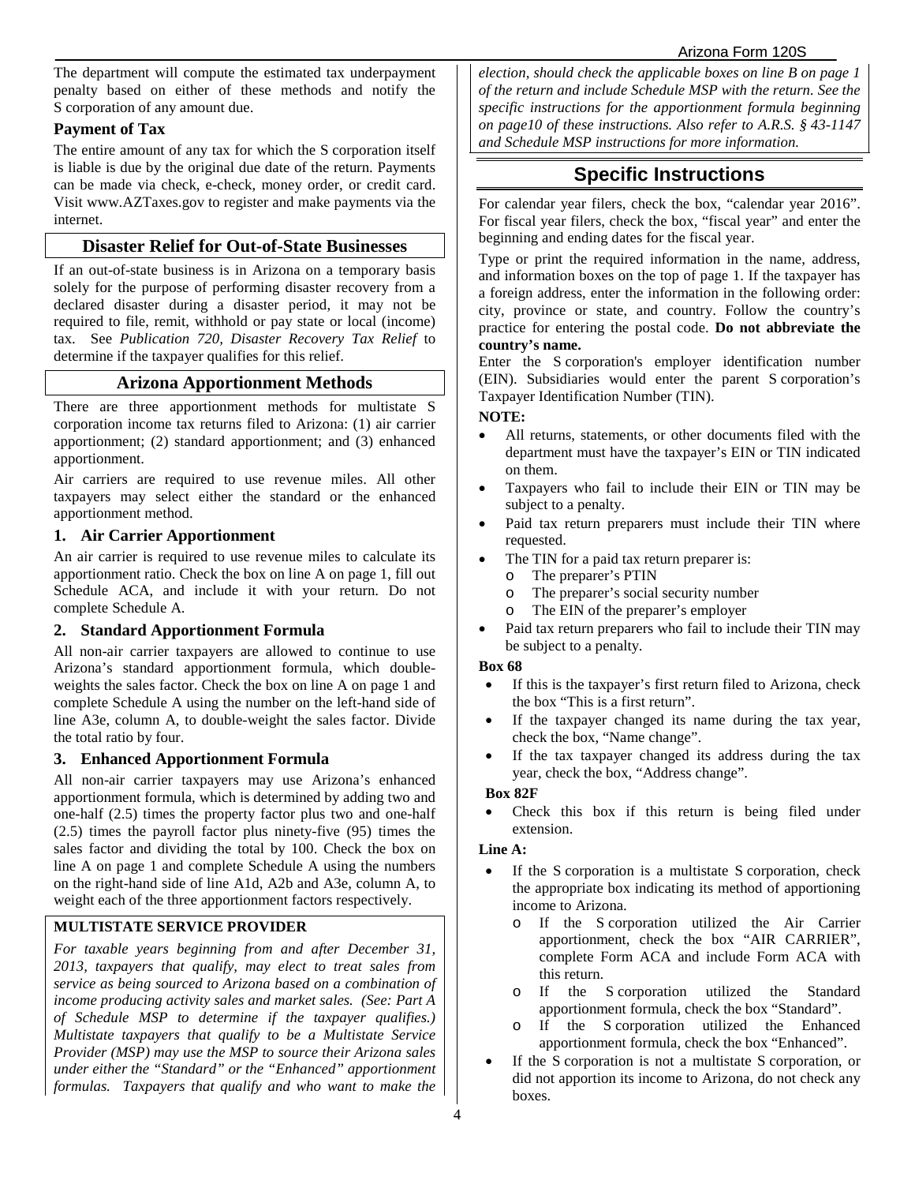The department will compute the estimated tax underpayment penalty based on either of these methods and notify the S corporation of any amount due.

### Payment of Tax

The entire amount of any tax for which the S corporation itself is liable is due by the original due date of the return. Payments can be made via check, e-check, money order, or credit card. Visit www.AZTaxes.gov to register and make payments via the internet.

## Disaster Relief for Out-of-State Businesses

If an out-of-state business is in Arizona on a temporary basis solely for the purpose of performing disaster recovery from a declared disaster during a disaster period, it may not be required to file, remit, withhold or pay state or local (income) tax. See *Publication 720, Disaster Recovery Tax Relief* to determine if the taxpayer qualifies for this relief.

## Arizona Apportionment Methods

There are three apportionment methods for multistate S corporation income tax returns filed to Arizona: (1) air carrier apportionment; (2) standard apportionment; and (3) enhanced apportionment.

Air carriers are required to use revenue miles. All other taxpayers may select either the standard or the enhanced apportionment method.

### 1. Air Carrier Apportionment

An air carrier is required to use revenue miles to calculate its apportionment ratio. Check the box on line A on page 1, fill out Schedule ACA, and include it with your return. Do not complete Schedule A.

### 2. Standard Apportionment Formula

All non-air carrier taxpayers are allowed to continue to use Arizona's standard apportionment formula, which double-weights the sales factor. Check the box on line A on page 1 and complete Schedule A using the number on the left-hand side of line A3e, column A, to double-weight the sales factor. Divide the total ratio by four.

### 3. Enhanced Apportionment Formula

All non-air carrier taxpayers may use Arizona's enhanced apportionment formula, which is determined by adding two and one-half (2.5) times the property factor plus two and one-half (2.5) times the payroll factor plus ninety-five (95) times the sales factor and dividing the total by 100. Check the box on line A on page 1 and complete Schedule A using the numbers on the right-hand side of line A1d, A2b and A3e, column A, to weight each of the three apportionment factors respectively.

**MULTISTATE SERVICE PROVIDER**

*For taxable years beginning from and after December 31, 2013, taxpayers that qualify, may elect to treat sales from service as being sourced to Arizona based on a combination of income producing activity sales and market sales. (See: Part A of Schedule MSP to determine if the taxpayer qualifies.) Multistate taxpayers that qualify to be a Multistate Service Provider (MSP) may use the MSP to source their Arizona sales under either the "Standard" or the "Enhanced" apportionment formulas. Taxpayers that qualify and who want to make the election, should check the applicable boxes on line B on page 1 of the return and include Schedule MSP with the return. See the specific instructions for the apportionment formula beginning on page10 of these instructions. Also refer to A.R.S. § 43-1147 and Schedule MSP instructions for more information.*

## Specific Instructions

For calendar year filers, check the box, "calendar year 2016". For fiscal year filers, check the box, "fiscal year" and enter the beginning and ending dates for the fiscal year.

Type or print the required information in the name, address, and information boxes on the top of page 1. If the taxpayer has a foreign address, enter the information in the following order: city, province or state, and country. Follow the country's practice for entering the postal code. **Do not abbreviate the country's name.**

Enter the S corporation's employer identification number (EIN). Subsidiaries would enter the parent S corporation's Taxpayer Identification Number (TIN).

**NOTE:**

- All returns, statements, or other documents filed with the department must have the taxpayer's EIN or TIN indicated on them.
- Taxpayers who fail to include their EIN or TIN may be subject to a penalty.
- Paid tax return preparers must include their TIN where requested.
- The TIN for a paid tax return preparer is:
  - The preparer's PTIN
  - The preparer's social security number
  - The EIN of the preparer's employer
- Paid tax return preparers who fail to include their TIN may be subject to a penalty.

**Box 68**

- If this is the taxpayer's first return filed to Arizona, check the box "This is a first return".
- If the taxpayer changed its name during the tax year, check the box, "Name change".
- If the tax taxpayer changed its address during the tax year, check the box, "Address change".

**Box 82F**

- Check this box if this return is being filed under extension.

**Line A:**

- If the S corporation is a multistate S corporation, check the appropriate box indicating its method of apportioning income to Arizona.
  - If the S corporation utilized the Air Carrier apportionment, check the box "AIR CARRIER", complete Form ACA and include Form ACA with this return.
  - If the S corporation utilized the Standard apportionment formula, check the box "Standard".
  - If the S corporation utilized the Enhanced apportionment formula, check the box "Enhanced".
- If the S corporation is not a multistate S corporation, or did not apportion its income to Arizona, do not check any boxes.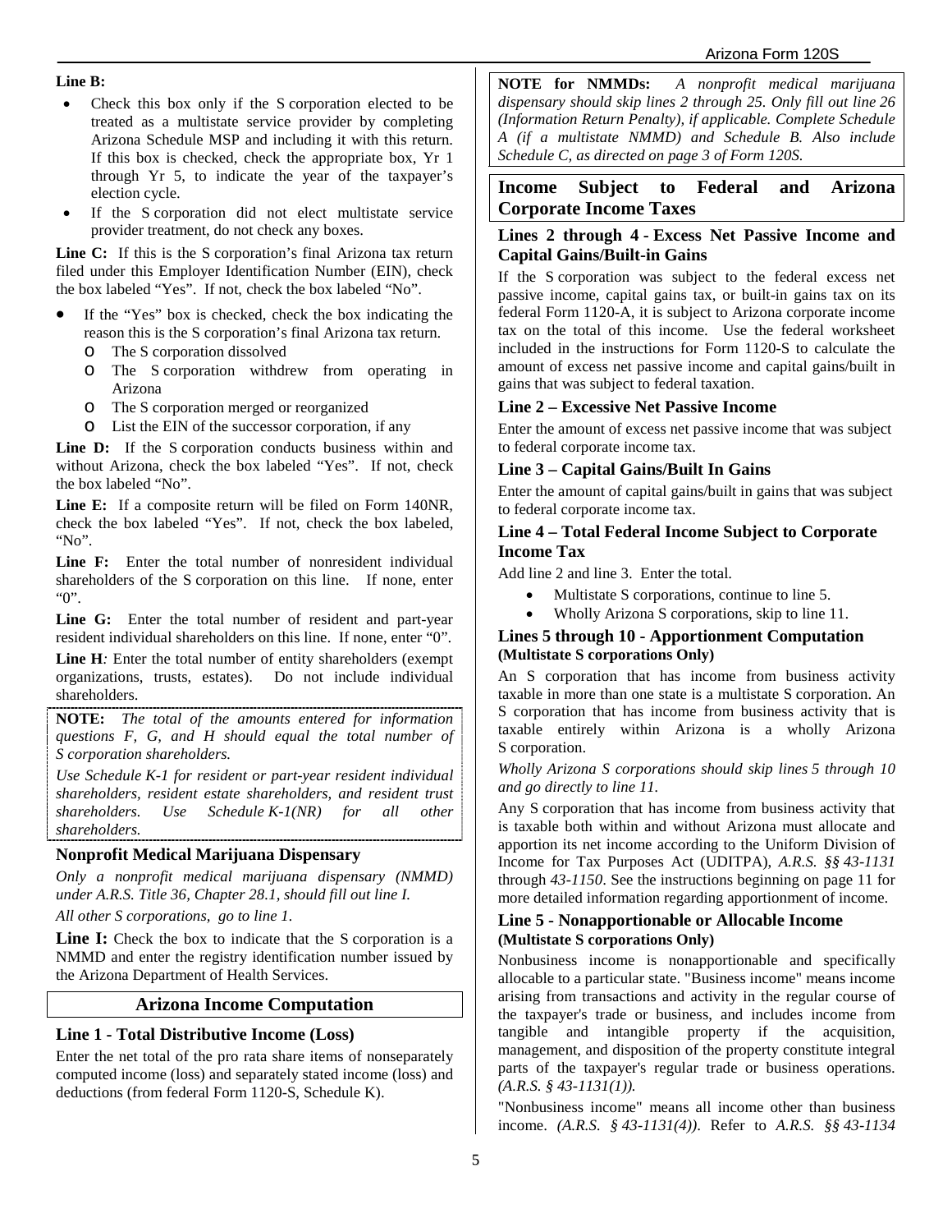**Line B:**

- Check this box only if the S corporation elected to be treated as a multistate service provider by completing Arizona Schedule MSP and including it with this return. If this box is checked, check the appropriate box, Yr 1 through Yr 5, to indicate the year of the taxpayer's election cycle.
- If the S corporation did not elect multistate service provider treatment, do not check any boxes.

**Line C:** If this is the S corporation's final Arizona tax return filed under this Employer Identification Number (EIN), check the box labeled "Yes". If not, check the box labeled "No".

- If the "Yes" box is checked, check the box indicating the reason this is the S corporation's final Arizona tax return.
  - The S corporation dissolved
  - The S corporation withdrew from operating in Arizona
  - The S corporation merged or reorganized
  - List the EIN of the successor corporation, if any

**Line D:** If the S corporation conducts business within and without Arizona, check the box labeled "Yes". If not, check the box labeled "No".

**Line E:** If a composite return will be filed on Form 140NR, check the box labeled "Yes". If not, check the box labeled, "No".

**Line F:** Enter the total number of nonresident individual shareholders of the S corporation on this line. If none, enter "0".

**Line G:** Enter the total number of resident and part-year resident individual shareholders on this line. If none, enter "0".

**Line H***:* Enter the total number of entity shareholders (exempt organizations, trusts, estates). Do not include individual shareholders.

> **NOTE:** *The total of the amounts entered for information questions F, G, and H should equal the total number of S corporation shareholders.*
>
> *Use Schedule K-1 for resident or part-year resident individual shareholders, resident estate shareholders, and resident trust shareholders. Use Schedule K-1(NR) for all other shareholders.*

### Nonprofit Medical Marijuana Dispensary

*Only a nonprofit medical marijuana dispensary (NMMD) under A.R.S. Title 36, Chapter 28.1, should fill out line I.*

*All other S corporations, go to line 1.*

**Line I:** Check the box to indicate that the S corporation is a NMMD and enter the registry identification number issued by the Arizona Department of Health Services.

## Arizona Income Computation

### Line 1 - Total Distributive Income (Loss)

Enter the net total of the pro rata share items of nonseparately computed income (loss) and separately stated income (loss) and deductions (from federal Form 1120-S, Schedule K).

> **NOTE for NMMDs:** *A nonprofit medical marijuana dispensary should skip lines 2 through 25. Only fill out line 26 (Information Return Penalty), if applicable. Complete Schedule A (if a multistate NMMD) and Schedule B. Also include Schedule C, as directed on page 3 of Form 120S.*

## Income Subject to Federal and Arizona Corporate Income Taxes

### Lines 2 through 4 - Excess Net Passive Income and Capital Gains/Built-in Gains

If the S corporation was subject to the federal excess net passive income, capital gains tax, or built-in gains tax on its federal Form 1120-A, it is subject to Arizona corporate income tax on the total of this income. Use the federal worksheet included in the instructions for Form 1120-S to calculate the amount of excess net passive income and capital gains/built in gains that was subject to federal taxation.

### Line 2 – Excessive Net Passive Income

Enter the amount of excess net passive income that was subject to federal corporate income tax.

### Line 3 – Capital Gains/Built In Gains

Enter the amount of capital gains/built in gains that was subject to federal corporate income tax.

### Line 4 – Total Federal Income Subject to Corporate Income Tax

Add line 2 and line 3. Enter the total.

- Multistate S corporations, continue to line 5.
- Wholly Arizona S corporations, skip to line 11.

### Lines 5 through 10 - Apportionment Computation **(Multistate S corporations Only)**

An S corporation that has income from business activity taxable in more than one state is a multistate S corporation. An S corporation that has income from business activity that is taxable entirely within Arizona is a wholly Arizona S corporation.

*Wholly Arizona S corporations should skip lines 5 through 10 and go directly to line 11.*

Any S corporation that has income from business activity that is taxable both within and without Arizona must allocate and apportion its net income according to the Uniform Division of Income for Tax Purposes Act (UDITPA), *A.R.S. §§ 43-1131* through *43-1150*. See the instructions beginning on page 11 for more detailed information regarding apportionment of income.

### Line 5 - Nonapportionable or Allocable Income **(Multistate S corporations Only)**

Nonbusiness income is nonapportionable and specifically allocable to a particular state. "Business income" means income arising from transactions and activity in the regular course of the taxpayer's trade or business, and includes income from tangible and intangible property if the acquisition, management, and disposition of the property constitute integral parts of the taxpayer's regular trade or business operations. *(A.R.S. § 43-1131(1)).*

"Nonbusiness income" means all income other than business income. *(A.R.S. § 43-1131(4))*. Refer to *A.R.S. §§ 43-1134*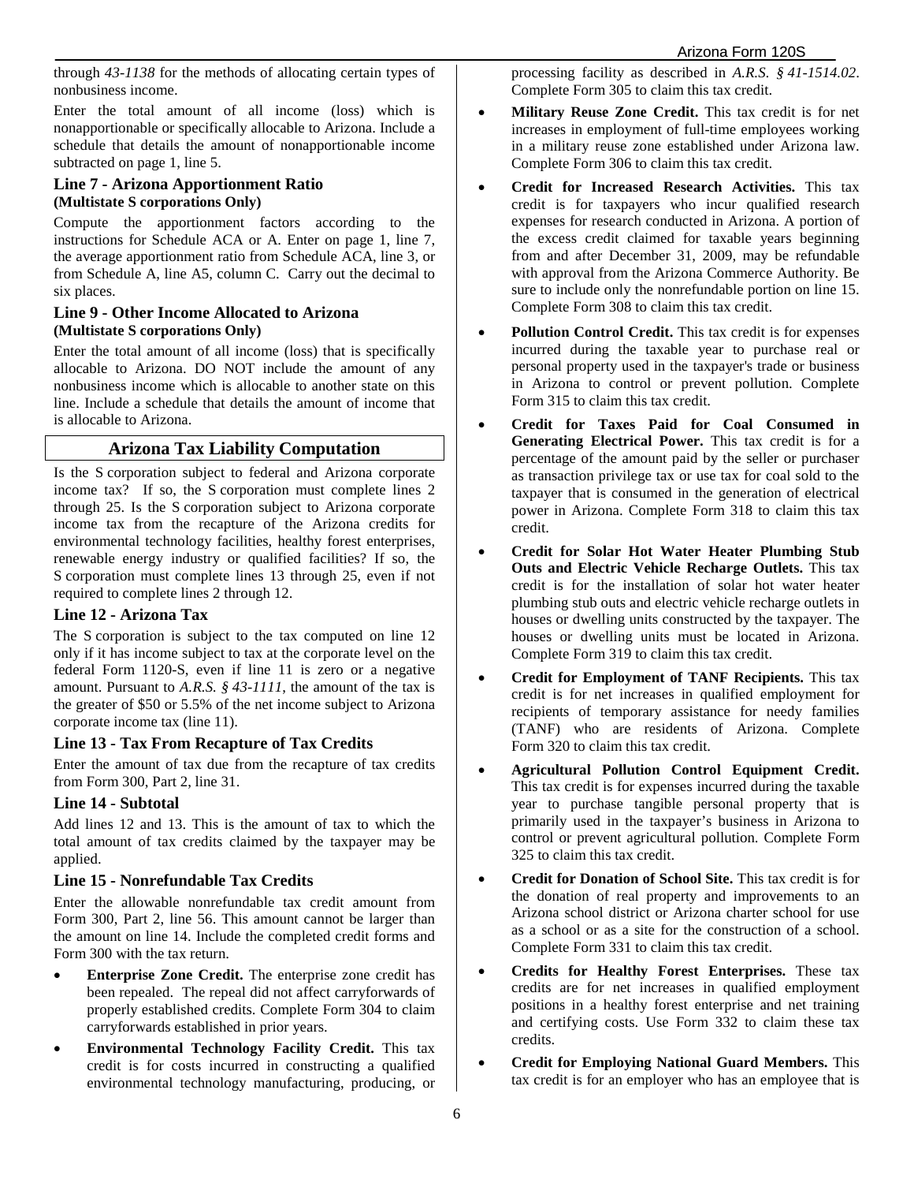through *43-1138* for the methods of allocating certain types of nonbusiness income.

Enter the total amount of all income (loss) which is nonapportionable or specifically allocable to Arizona. Include a schedule that details the amount of nonapportionable income subtracted on page 1, line 5.

### Line 7 - Arizona Apportionment Ratio
**(Multistate S corporations Only)**

Compute the apportionment factors according to the instructions for Schedule ACA or A. Enter on page 1, line 7, the average apportionment ratio from Schedule ACA, line 3, or from Schedule A, line A5, column C. Carry out the decimal to six places.

### Line 9 - Other Income Allocated to Arizona
**(Multistate S corporations Only)**

Enter the total amount of all income (loss) that is specifically allocable to Arizona. DO NOT include the amount of any nonbusiness income which is allocable to another state on this line. Include a schedule that details the amount of income that is allocable to Arizona.

## Arizona Tax Liability Computation

Is the S corporation subject to federal and Arizona corporate income tax? If so, the S corporation must complete lines 2 through 25. Is the S corporation subject to Arizona corporate income tax from the recapture of the Arizona credits for environmental technology facilities, healthy forest enterprises, renewable energy industry or qualified facilities? If so, the S corporation must complete lines 13 through 25, even if not required to complete lines 2 through 12.

### Line 12 - Arizona Tax

The S corporation is subject to the tax computed on line 12 only if it has income subject to tax at the corporate level on the federal Form 1120-S, even if line 11 is zero or a negative amount. Pursuant to *A.R.S. § 43-1111*, the amount of the tax is the greater of $50 or 5.5% of the net income subject to Arizona corporate income tax (line 11).

### Line 13 - Tax From Recapture of Tax Credits

Enter the amount of tax due from the recapture of tax credits from Form 300, Part 2, line 31.

### Line 14 - Subtotal

Add lines 12 and 13. This is the amount of tax to which the total amount of tax credits claimed by the taxpayer may be applied.

### Line 15 - Nonrefundable Tax Credits

Enter the allowable nonrefundable tax credit amount from Form 300, Part 2, line 56. This amount cannot be larger than the amount on line 14. Include the completed credit forms and Form 300 with the tax return.

- **Enterprise Zone Credit.** The enterprise zone credit has been repealed. The repeal did not affect carryforwards of properly established credits. Complete Form 304 to claim carryforwards established in prior years.
- **Environmental Technology Facility Credit.** This tax credit is for costs incurred in constructing a qualified environmental technology manufacturing, producing, or processing facility as described in *A.R.S. § 41-1514.02*. Complete Form 305 to claim this tax credit.
- **Military Reuse Zone Credit.** This tax credit is for net increases in employment of full-time employees working in a military reuse zone established under Arizona law. Complete Form 306 to claim this tax credit.
- **Credit for Increased Research Activities.** This tax credit is for taxpayers who incur qualified research expenses for research conducted in Arizona. A portion of the excess credit claimed for taxable years beginning from and after December 31, 2009, may be refundable with approval from the Arizona Commerce Authority. Be sure to include only the nonrefundable portion on line 15. Complete Form 308 to claim this tax credit.
- **Pollution Control Credit.** This tax credit is for expenses incurred during the taxable year to purchase real or personal property used in the taxpayer's trade or business in Arizona to control or prevent pollution. Complete Form 315 to claim this tax credit.
- **Credit for Taxes Paid for Coal Consumed in Generating Electrical Power.** This tax credit is for a percentage of the amount paid by the seller or purchaser as transaction privilege tax or use tax for coal sold to the taxpayer that is consumed in the generation of electrical power in Arizona. Complete Form 318 to claim this tax credit.
- **Credit for Solar Hot Water Heater Plumbing Stub Outs and Electric Vehicle Recharge Outlets.** This tax credit is for the installation of solar hot water heater plumbing stub outs and electric vehicle recharge outlets in houses or dwelling units constructed by the taxpayer. The houses or dwelling units must be located in Arizona. Complete Form 319 to claim this tax credit.
- **Credit for Employment of TANF Recipients.** This tax credit is for net increases in qualified employment for recipients of temporary assistance for needy families (TANF) who are residents of Arizona. Complete Form 320 to claim this tax credit.
- **Agricultural Pollution Control Equipment Credit.** This tax credit is for expenses incurred during the taxable year to purchase tangible personal property that is primarily used in the taxpayer's business in Arizona to control or prevent agricultural pollution. Complete Form 325 to claim this tax credit.
- **Credit for Donation of School Site.** This tax credit is for the donation of real property and improvements to an Arizona school district or Arizona charter school for use as a school or as a site for the construction of a school. Complete Form 331 to claim this tax credit.
- **Credits for Healthy Forest Enterprises.** These tax credits are for net increases in qualified employment positions in a healthy forest enterprise and net training and certifying costs. Use Form 332 to claim these tax credits.
- **Credit for Employing National Guard Members.** This tax credit is for an employer who has an employee that is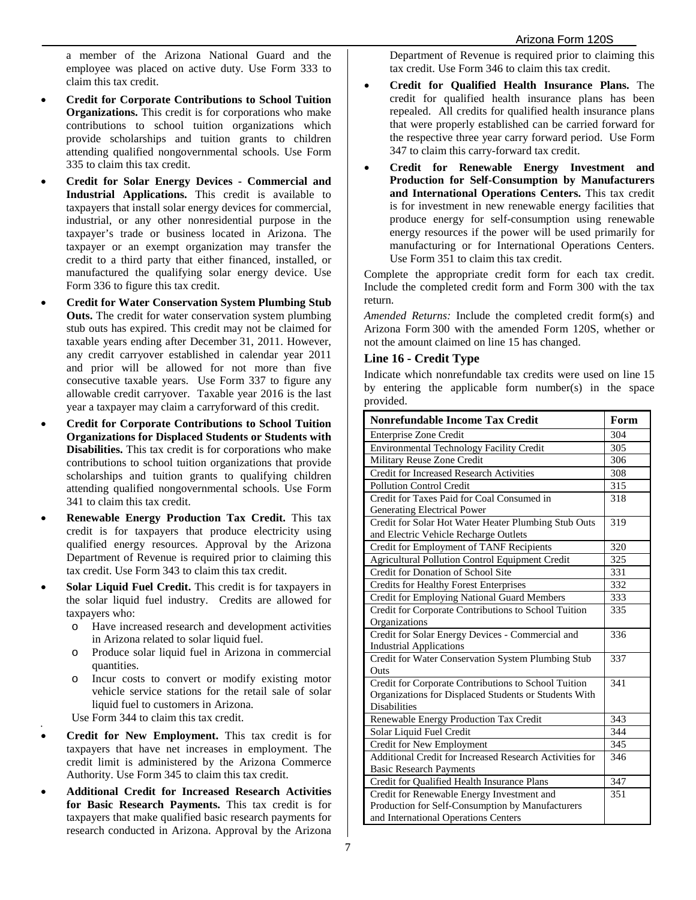a member of the Arizona National Guard and the employee was placed on active duty. Use Form 333 to claim this tax credit.

- **Credit for Corporate Contributions to School Tuition Organizations.** This credit is for corporations who make contributions to school tuition organizations which provide scholarships and tuition grants to children attending qualified nongovernmental schools. Use Form 335 to claim this tax credit.
- **Credit for Solar Energy Devices - Commercial and Industrial Applications.** This credit is available to taxpayers that install solar energy devices for commercial, industrial, or any other nonresidential purpose in the taxpayer's trade or business located in Arizona. The taxpayer or an exempt organization may transfer the credit to a third party that either financed, installed, or manufactured the qualifying solar energy device. Use Form 336 to figure this tax credit.
- **Credit for Water Conservation System Plumbing Stub Outs.** The credit for water conservation system plumbing stub outs has expired. This credit may not be claimed for taxable years ending after December 31, 2011. However, any credit carryover established in calendar year 2011 and prior will be allowed for not more than five consecutive taxable years. Use Form 337 to figure any allowable credit carryover. Taxable year 2016 is the last year a taxpayer may claim a carryforward of this credit.
- **Credit for Corporate Contributions to School Tuition Organizations for Displaced Students or Students with Disabilities.** This tax credit is for corporations who make contributions to school tuition organizations that provide scholarships and tuition grants to qualifying children attending qualified nongovernmental schools. Use Form 341 to claim this tax credit.
- **Renewable Energy Production Tax Credit.** This tax credit is for taxpayers that produce electricity using qualified energy resources. Approval by the Arizona Department of Revenue is required prior to claiming this tax credit. Use Form 343 to claim this tax credit.
- **Solar Liquid Fuel Credit.** This credit is for taxpayers in the solar liquid fuel industry. Credits are allowed for taxpayers who:
  - Have increased research and development activities in Arizona related to solar liquid fuel.
  - Produce solar liquid fuel in Arizona in commercial quantities.
  - Incur costs to convert or modify existing motor vehicle service stations for the retail sale of solar liquid fuel to customers in Arizona.

  Use Form 344 to claim this tax credit.
- **Credit for New Employment.** This tax credit is for taxpayers that have net increases in employment. The credit limit is administered by the Arizona Commerce Authority. Use Form 345 to claim this tax credit.
- **Additional Credit for Increased Research Activities for Basic Research Payments.** This tax credit is for taxpayers that make qualified basic research payments for research conducted in Arizona. Approval by the Arizona Department of Revenue is required prior to claiming this tax credit. Use Form 346 to claim this tax credit.
- **Credit for Qualified Health Insurance Plans.** The credit for qualified health insurance plans has been repealed. All credits for qualified health insurance plans that were properly established can be carried forward for the respective three year carry forward period. Use Form 347 to claim this carry-forward tax credit.
- **Credit for Renewable Energy Investment and Production for Self-Consumption by Manufacturers and International Operations Centers.** This tax credit is for investment in new renewable energy facilities that produce energy for self-consumption using renewable energy resources if the power will be used primarily for manufacturing or for International Operations Centers. Use Form 351 to claim this tax credit.

Complete the appropriate credit form for each tax credit. Include the completed credit form and Form 300 with the tax return.

*Amended Returns:* Include the completed credit form(s) and Arizona Form 300 with the amended Form 120S, whether or not the amount claimed on line 15 has changed.

### Line 16 - Credit Type

Indicate which nonrefundable tax credits were used on line 15 by entering the applicable form number(s) in the space provided.

| Nonrefundable Income Tax Credit | Form |
|---|---|
| Enterprise Zone Credit | 304 |
| Environmental Technology Facility Credit | 305 |
| Military Reuse Zone Credit | 306 |
| Credit for Increased Research Activities | 308 |
| Pollution Control Credit | 315 |
| Credit for Taxes Paid for Coal Consumed in Generating Electrical Power | 318 |
| Credit for Solar Hot Water Heater Plumbing Stub Outs and Electric Vehicle Recharge Outlets | 319 |
| Credit for Employment of TANF Recipients | 320 |
| Agricultural Pollution Control Equipment Credit | 325 |
| Credit for Donation of School Site | 331 |
| Credits for Healthy Forest Enterprises | 332 |
| Credit for Employing National Guard Members | 333 |
| Credit for Corporate Contributions to School Tuition Organizations | 335 |
| Credit for Solar Energy Devices - Commercial and Industrial Applications | 336 |
| Credit for Water Conservation System Plumbing Stub Outs | 337 |
| Credit for Corporate Contributions to School Tuition Organizations for Displaced Students or Students With Disabilities | 341 |
| Renewable Energy Production Tax Credit | 343 |
| Solar Liquid Fuel Credit | 344 |
| Credit for New Employment | 345 |
| Additional Credit for Increased Research Activities for Basic Research Payments | 346 |
| Credit for Qualified Health Insurance Plans | 347 |
| Credit for Renewable Energy Investment and Production for Self-Consumption by Manufacturers and International Operations Centers | 351 |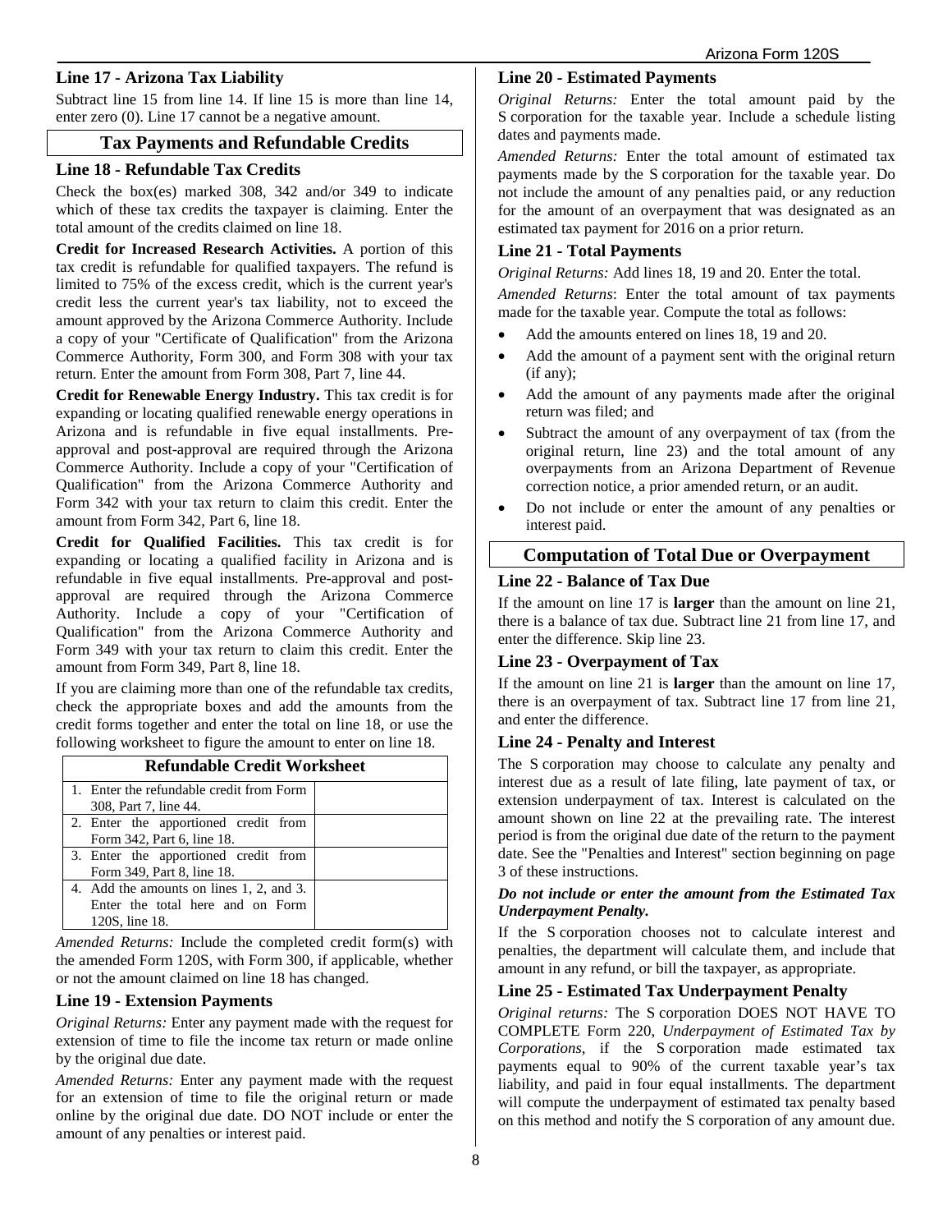### Line 17 - Arizona Tax Liability

Subtract line 15 from line 14. If line 15 is more than line 14, enter zero (0). Line 17 cannot be a negative amount.

## Tax Payments and Refundable Credits

### Line 18 - Refundable Tax Credits

Check the box(es) marked 308, 342 and/or 349 to indicate which of these tax credits the taxpayer is claiming. Enter the total amount of the credits claimed on line 18.

**Credit for Increased Research Activities.** A portion of this tax credit is refundable for qualified taxpayers. The refund is limited to 75% of the excess credit, which is the current year's credit less the current year's tax liability, not to exceed the amount approved by the Arizona Commerce Authority. Include a copy of your "Certificate of Qualification" from the Arizona Commerce Authority, Form 300, and Form 308 with your tax return. Enter the amount from Form 308, Part 7, line 44.

**Credit for Renewable Energy Industry.** This tax credit is for expanding or locating qualified renewable energy operations in Arizona and is refundable in five equal installments. Pre-approval and post-approval are required through the Arizona Commerce Authority. Include a copy of your "Certification of Qualification" from the Arizona Commerce Authority and Form 342 with your tax return to claim this credit. Enter the amount from Form 342, Part 6, line 18.

**Credit for Qualified Facilities.** This tax credit is for expanding or locating a qualified facility in Arizona and is refundable in five equal installments. Pre-approval and post-approval are required through the Arizona Commerce Authority. Include a copy of your "Certification of Qualification" from the Arizona Commerce Authority and Form 349 with your tax return to claim this credit. Enter the amount from Form 349, Part 8, line 18.

If you are claiming more than one of the refundable tax credits, check the appropriate boxes and add the amounts from the credit forms together and enter the total on line 18, or use the following worksheet to figure the amount to enter on line 18.

| Refundable Credit Worksheet | |
|---|---|
| 1. Enter the refundable credit from Form 308, Part 7, line 44. | |
| 2. Enter the apportioned credit from Form 342, Part 6, line 18. | |
| 3. Enter the apportioned credit from Form 349, Part 8, line 18. | |
| 4. Add the amounts on lines 1, 2, and 3. Enter the total here and on Form 120S, line 18. | |

*Amended Returns:* Include the completed credit form(s) with the amended Form 120S, with Form 300, if applicable, whether or not the amount claimed on line 18 has changed.

### Line 19 - Extension Payments

*Original Returns:* Enter any payment made with the request for extension of time to file the income tax return or made online by the original due date.

*Amended Returns:* Enter any payment made with the request for an extension of time to file the original return or made online by the original due date. DO NOT include or enter the amount of any penalties or interest paid.

### Line 20 - Estimated Payments

*Original Returns:* Enter the total amount paid by the S corporation for the taxable year. Include a schedule listing dates and payments made.

*Amended Returns:* Enter the total amount of estimated tax payments made by the S corporation for the taxable year. Do not include the amount of any penalties paid, or any reduction for the amount of an overpayment that was designated as an estimated tax payment for 2016 on a prior return.

### Line 21 - Total Payments

*Original Returns:* Add lines 18, 19 and 20. Enter the total.

*Amended Returns*: Enter the total amount of tax payments made for the taxable year. Compute the total as follows:

- Add the amounts entered on lines 18, 19 and 20.
- Add the amount of a payment sent with the original return (if any);
- Add the amount of any payments made after the original return was filed; and
- Subtract the amount of any overpayment of tax (from the original return, line 23) and the total amount of any overpayments from an Arizona Department of Revenue correction notice, a prior amended return, or an audit.
- Do not include or enter the amount of any penalties or interest paid.

## Computation of Total Due or Overpayment

### Line 22 - Balance of Tax Due

If the amount on line 17 is **larger** than the amount on line 21, there is a balance of tax due. Subtract line 21 from line 17, and enter the difference. Skip line 23.

### Line 23 - Overpayment of Tax

If the amount on line 21 is **larger** than the amount on line 17, there is an overpayment of tax. Subtract line 17 from line 21, and enter the difference.

### Line 24 - Penalty and Interest

The S corporation may choose to calculate any penalty and interest due as a result of late filing, late payment of tax, or extension underpayment of tax. Interest is calculated on the amount shown on line 22 at the prevailing rate. The interest period is from the original due date of the return to the payment date. See the "Penalties and Interest" section beginning on page 3 of these instructions.

***Do not include or enter the amount from the Estimated Tax Underpayment Penalty.***

If the S corporation chooses not to calculate interest and penalties, the department will calculate them, and include that amount in any refund, or bill the taxpayer, as appropriate.

### Line 25 - Estimated Tax Underpayment Penalty

*Original returns:* The S corporation DOES NOT HAVE TO COMPLETE Form 220, *Underpayment of Estimated Tax by Corporations*, if the S corporation made estimated tax payments equal to 90% of the current taxable year's tax liability, and paid in four equal installments. The department will compute the underpayment of estimated tax penalty based on this method and notify the S corporation of any amount due.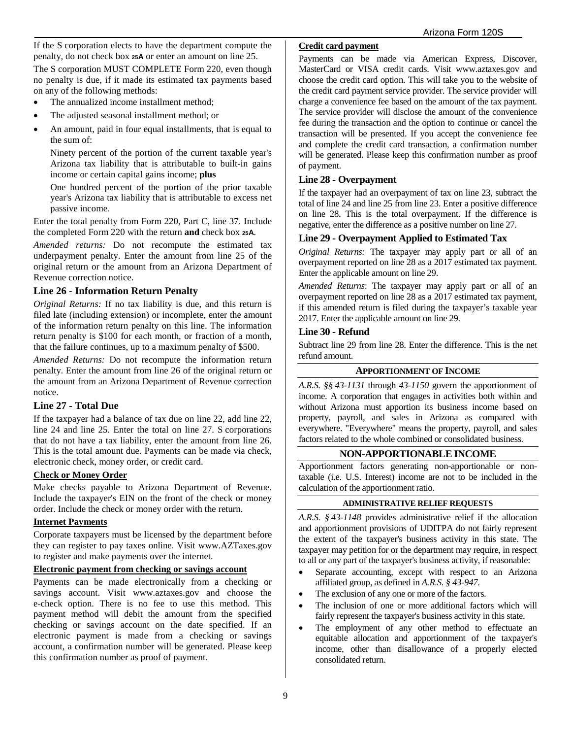If the S corporation elects to have the department compute the penalty, do not check box **25A** or enter an amount on line 25.

The S corporation MUST COMPLETE Form 220, even though no penalty is due, if it made its estimated tax payments based on any of the following methods:

- The annualized income installment method;
- The adjusted seasonal installment method; or
- An amount, paid in four equal installments, that is equal to the sum of:

  Ninety percent of the portion of the current taxable year's Arizona tax liability that is attributable to built-in gains income or certain capital gains income; **plus**

  One hundred percent of the portion of the prior taxable year's Arizona tax liability that is attributable to excess net passive income.

Enter the total penalty from Form 220, Part C, line 37. Include the completed Form 220 with the return **and** check box **25A**.

*Amended returns:* Do not recompute the estimated tax underpayment penalty. Enter the amount from line 25 of the original return or the amount from an Arizona Department of Revenue correction notice.

### Line 26 - Information Return Penalty

*Original Returns:* If no tax liability is due, and this return is filed late (including extension) or incomplete, enter the amount of the information return penalty on this line. The information return penalty is $100 for each month, or fraction of a month, that the failure continues, up to a maximum penalty of $500.

*Amended Returns:* Do not recompute the information return penalty. Enter the amount from line 26 of the original return or the amount from an Arizona Department of Revenue correction notice.

### Line 27 - Total Due

If the taxpayer had a balance of tax due on line 22, add line 22, line 24 and line 25. Enter the total on line 27. S corporations that do not have a tax liability, enter the amount from line 26. This is the total amount due. Payments can be made via check, electronic check, money order, or credit card.

**Check or Money Order**

Make checks payable to Arizona Department of Revenue. Include the taxpayer's EIN on the front of the check or money order. Include the check or money order with the return.

**Internet Payments**

Corporate taxpayers must be licensed by the department before they can register to pay taxes online. Visit www.AZTaxes.gov to register and make payments over the internet.

**Electronic payment from checking or savings account**

Payments can be made electronically from a checking or savings account. Visit www.aztaxes.gov and choose the e-check option. There is no fee to use this method. This payment method will debit the amount from the specified checking or savings account on the date specified. If an electronic payment is made from a checking or savings account, a confirmation number will be generated. Please keep this confirmation number as proof of payment.

**Credit card payment**

Payments can be made via American Express, Discover, MasterCard or VISA credit cards. Visit www.aztaxes.gov and choose the credit card option. This will take you to the website of the credit card payment service provider. The service provider will charge a convenience fee based on the amount of the tax payment. The service provider will disclose the amount of the convenience fee during the transaction and the option to continue or cancel the transaction will be presented. If you accept the convenience fee and complete the credit card transaction, a confirmation number will be generated. Please keep this confirmation number as proof of payment.

### Line 28 - Overpayment

If the taxpayer had an overpayment of tax on line 23, subtract the total of line 24 and line 25 from line 23. Enter a positive difference on line 28. This is the total overpayment. If the difference is negative, enter the difference as a positive number on line 27.

### Line 29 - Overpayment Applied to Estimated Tax

*Original Returns:* The taxpayer may apply part or all of an overpayment reported on line 28 as a 2017 estimated tax payment. Enter the applicable amount on line 29.

*Amended Returns*: The taxpayer may apply part or all of an overpayment reported on line 28 as a 2017 estimated tax payment, if this amended return is filed during the taxpayer's taxable year 2017. Enter the applicable amount on line 29.

### Line 30 - Refund

Subtract line 29 from line 28. Enter the difference. This is the net refund amount.

## APPORTIONMENT OF INCOME

*A.R.S. §§ 43-1131* through *43-1150* govern the apportionment of income. A corporation that engages in activities both within and without Arizona must apportion its business income based on property, payroll, and sales in Arizona as compared with everywhere. "Everywhere" means the property, payroll, and sales factors related to the whole combined or consolidated business.

## NON-APPORTIONABLE INCOME

Apportionment factors generating non-apportionable or non-taxable (i.e. U.S. Interest) income are not to be included in the calculation of the apportionment ratio.

## ADMINISTRATIVE RELIEF REQUESTS

*A.R.S. § 43-1148* provides administrative relief if the allocation and apportionment provisions of UDITPA do not fairly represent the extent of the taxpayer's business activity in this state. The taxpayer may petition for or the department may require, in respect to all or any part of the taxpayer's business activity, if reasonable:

- Separate accounting, except with respect to an Arizona affiliated group, as defined in *A.R.S. § 43-947*.
- The exclusion of any one or more of the factors.
- The inclusion of one or more additional factors which will fairly represent the taxpayer's business activity in this state.
- The employment of any other method to effectuate an equitable allocation and apportionment of the taxpayer's income, other than disallowance of a properly elected consolidated return.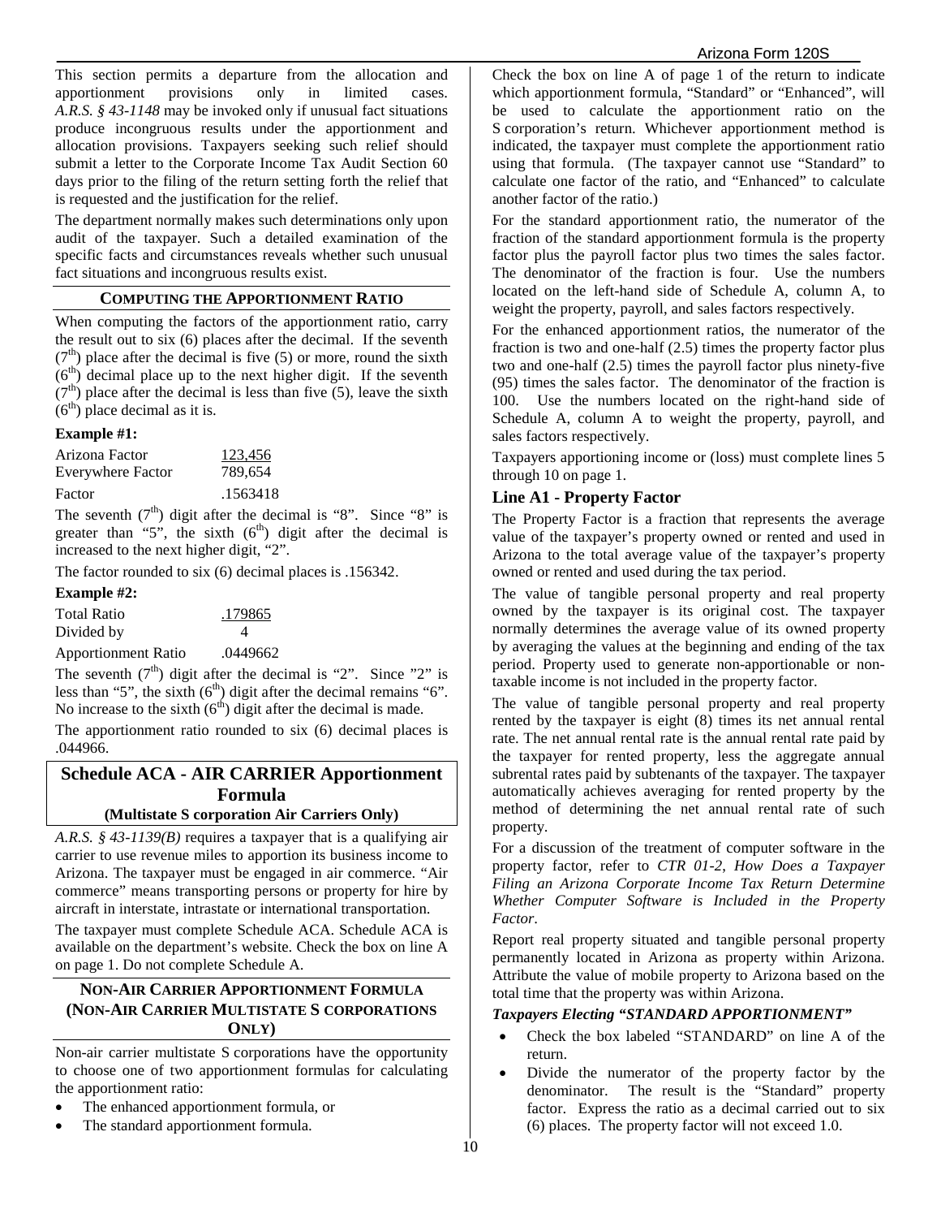This section permits a departure from the allocation and apportionment provisions only in limited cases. *A.R.S. § 43-1148* may be invoked only if unusual fact situations produce incongruous results under the apportionment and allocation provisions. Taxpayers seeking such relief should submit a letter to the Corporate Income Tax Audit Section 60 days prior to the filing of the return setting forth the relief that is requested and the justification for the relief.

The department normally makes such determinations only upon audit of the taxpayer. Such a detailed examination of the specific facts and circumstances reveals whether such unusual fact situations and incongruous results exist.

### COMPUTING THE APPORTIONMENT RATIO

When computing the factors of the apportionment ratio, carry the result out to six (6) places after the decimal. If the seventh ($7^{th}$) place after the decimal is five (5) or more, round the sixth ($6^{th}$) decimal place up to the next higher digit. If the seventh ($7^{th}$) place after the decimal is less than five (5), leave the sixth ($6^{th}$) place decimal as it is.

**Example #1:**

| | |
|---|---|
| Arizona Factor | 123,456 |
| Everywhere Factor | 789,654 |
| Factor | .1563418 |

The seventh ($7^{th}$) digit after the decimal is "8". Since "8" is greater than "5", the sixth ($6^{th}$) digit after the decimal is increased to the next higher digit, "2".

The factor rounded to six (6) decimal places is .156342.

**Example #2:**

| | |
|---|---|
| Total Ratio | .179865 |
| Divided by | 4 |
| Apportionment Ratio | .0449662 |

The seventh ($7^{th}$) digit after the decimal is "2". Since "2" is less than "5", the sixth ($6^{th}$) digit after the decimal remains "6". No increase to the sixth ($6^{th}$) digit after the decimal is made.

The apportionment ratio rounded to six (6) decimal places is .044966.

## Schedule ACA - AIR CARRIER Apportionment Formula

**(Multistate S corporation Air Carriers Only)**

*A.R.S. § 43-1139(B)* requires a taxpayer that is a qualifying air carrier to use revenue miles to apportion its business income to Arizona. The taxpayer must be engaged in air commerce. "Air commerce" means transporting persons or property for hire by aircraft in interstate, intrastate or international transportation.

The taxpayer must complete Schedule ACA. Schedule ACA is available on the department's website. Check the box on line A on page 1. Do not complete Schedule A.

### NON-AIR CARRIER APPORTIONMENT FORMULA (NON-AIR CARRIER MULTISTATE S CORPORATIONS ONLY)

Non-air carrier multistate S corporations have the opportunity to choose one of two apportionment formulas for calculating the apportionment ratio:

- The enhanced apportionment formula, or
- The standard apportionment formula.

Check the box on line A of page 1 of the return to indicate which apportionment formula, "Standard" or "Enhanced", will be used to calculate the apportionment ratio on the S corporation's return. Whichever apportionment method is indicated, the taxpayer must complete the apportionment ratio using that formula. (The taxpayer cannot use "Standard" to calculate one factor of the ratio, and "Enhanced" to calculate another factor of the ratio.)

For the standard apportionment ratio, the numerator of the fraction of the standard apportionment formula is the property factor plus the payroll factor plus two times the sales factor. The denominator of the fraction is four. Use the numbers located on the left-hand side of Schedule A, column A, to weight the property, payroll, and sales factors respectively.

For the enhanced apportionment ratios, the numerator of the fraction is two and one-half (2.5) times the property factor plus two and one-half (2.5) times the payroll factor plus ninety-five (95) times the sales factor. The denominator of the fraction is 100. Use the numbers located on the right-hand side of Schedule A, column A to weight the property, payroll, and sales factors respectively.

Taxpayers apportioning income or (loss) must complete lines 5 through 10 on page 1.

### Line A1 - Property Factor

The Property Factor is a fraction that represents the average value of the taxpayer's property owned or rented and used in Arizona to the total average value of the taxpayer's property owned or rented and used during the tax period.

The value of tangible personal property and real property owned by the taxpayer is its original cost. The taxpayer normally determines the average value of its owned property by averaging the values at the beginning and ending of the tax period. Property used to generate non-apportionable or non-taxable income is not included in the property factor.

The value of tangible personal property and real property rented by the taxpayer is eight (8) times its net annual rental rate. The net annual rental rate is the annual rental rate paid by the taxpayer for rented property, less the aggregate annual subrental rates paid by subtenants of the taxpayer. The taxpayer automatically achieves averaging for rented property by the method of determining the net annual rental rate of such property.

For a discussion of the treatment of computer software in the property factor, refer to *CTR 01-2, How Does a Taxpayer Filing an Arizona Corporate Income Tax Return Determine Whether Computer Software is Included in the Property Factor*.

Report real property situated and tangible personal property permanently located in Arizona as property within Arizona. Attribute the value of mobile property to Arizona based on the total time that the property was within Arizona.

***Taxpayers Electing "STANDARD APPORTIONMENT"***

- Check the box labeled "STANDARD" on line A of the return.
- Divide the numerator of the property factor by the denominator. The result is the "Standard" property factor. Express the ratio as a decimal carried out to six (6) places. The property factor will not exceed 1.0.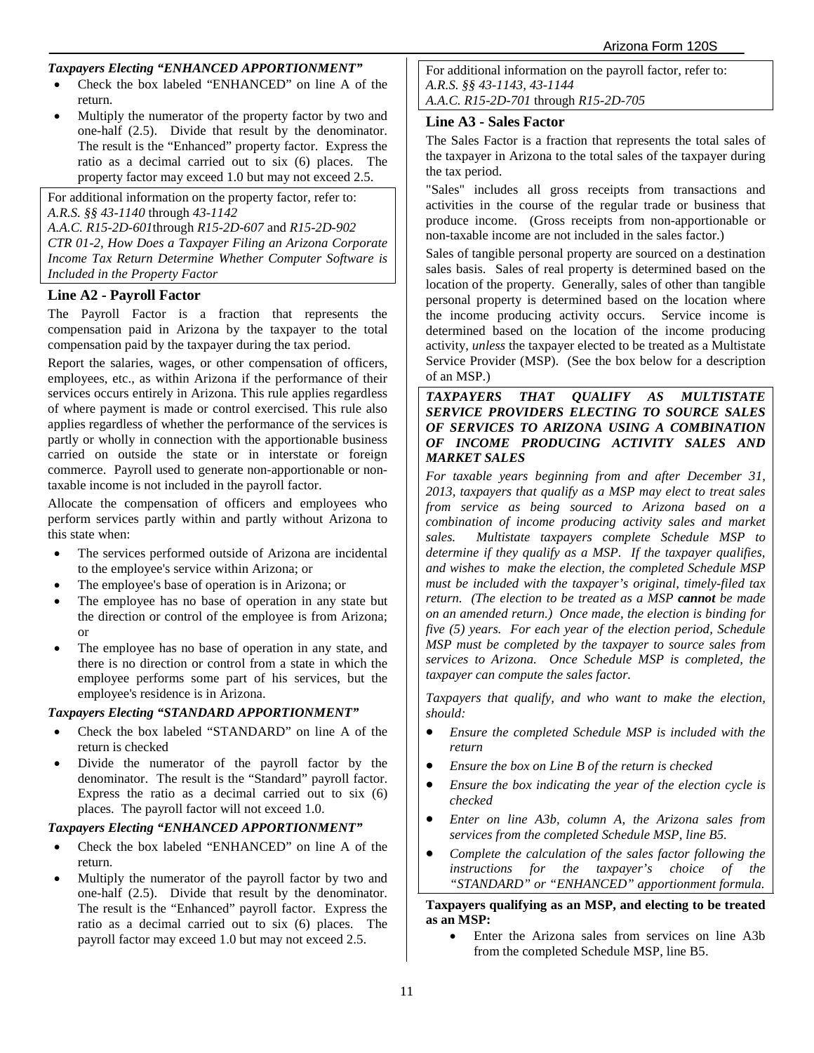***Taxpayers Electing "ENHANCED APPORTIONMENT"***

- Check the box labeled "ENHANCED" on line A of the return.
- Multiply the numerator of the property factor by two and one-half (2.5). Divide that result by the denominator. The result is the "Enhanced" property factor. Express the ratio as a decimal carried out to six (6) places. The property factor may exceed 1.0 but may not exceed 2.5.

For additional information on the property factor, refer to:
*A.R.S. §§ 43-1140* through *43-1142*
*A.A.C. R15-2D-601* through *R15-2D-607* and *R15-2D-902*
*CTR 01-2, How Does a Taxpayer Filing an Arizona Corporate Income Tax Return Determine Whether Computer Software is Included in the Property Factor*

## Line A2 - Payroll Factor

The Payroll Factor is a fraction that represents the compensation paid in Arizona by the taxpayer to the total compensation paid by the taxpayer during the tax period.

Report the salaries, wages, or other compensation of officers, employees, etc., as within Arizona if the performance of their services occurs entirely in Arizona. This rule applies regardless of where payment is made or control exercised. This rule also applies regardless of whether the performance of the services is partly or wholly in connection with the apportionable business carried on outside the state or in interstate or foreign commerce. Payroll used to generate non-apportionable or non-taxable income is not included in the payroll factor.

Allocate the compensation of officers and employees who perform services partly within and partly without Arizona to this state when:

- The services performed outside of Arizona are incidental to the employee's service within Arizona; or
- The employee's base of operation is in Arizona; or
- The employee has no base of operation in any state but the direction or control of the employee is from Arizona; or
- The employee has no base of operation in any state, and there is no direction or control from a state in which the employee performs some part of his services, but the employee's residence is in Arizona.

***Taxpayers Electing "STANDARD APPORTIONMENT"***

- Check the box labeled "STANDARD" on line A of the return is checked
- Divide the numerator of the payroll factor by the denominator. The result is the "Standard" payroll factor. Express the ratio as a decimal carried out to six (6) places. The payroll factor will not exceed 1.0.

***Taxpayers Electing "ENHANCED APPORTIONMENT"***

- Check the box labeled "ENHANCED" on line A of the return.
- Multiply the numerator of the payroll factor by two and one-half (2.5). Divide that result by the denominator. The result is the "Enhanced" payroll factor. Express the ratio as a decimal carried out to six (6) places. The payroll factor may exceed 1.0 but may not exceed 2.5.

For additional information on the payroll factor, refer to:
*A.R.S. §§ 43-1143, 43-1144*
*A.A.C. R15-2D-701* through *R15-2D-705*

## Line A3 - Sales Factor

The Sales Factor is a fraction that represents the total sales of the taxpayer in Arizona to the total sales of the taxpayer during the tax period.

"Sales" includes all gross receipts from transactions and activities in the course of the regular trade or business that produce income. (Gross receipts from non-apportionable or non-taxable income are not included in the sales factor.)

Sales of tangible personal property are sourced on a destination sales basis. Sales of real property is determined based on the location of the property. Generally, sales of other than tangible personal property is determined based on the location where the income producing activity occurs. Service income is determined based on the location of the income producing activity, *unless* the taxpayer elected to be treated as a Multistate Service Provider (MSP). (See the box below for a description of an MSP.)

***TAXPAYERS THAT QUALIFY AS MULTISTATE SERVICE PROVIDERS ELECTING TO SOURCE SALES OF SERVICES TO ARIZONA USING A COMBINATION OF INCOME PRODUCING ACTIVITY SALES AND MARKET SALES***

*For taxable years beginning from and after December 31, 2013, taxpayers that qualify as a MSP may elect to treat sales from service as being sourced to Arizona based on a combination of income producing activity sales and market sales. Multistate taxpayers complete Schedule MSP to determine if they qualify as a MSP. If the taxpayer qualifies, and wishes to make the election, the completed Schedule MSP must be included with the taxpayer's original, timely-filed tax return. (The election to be treated as a MSP* ***cannot*** *be made on an amended return.) Once made, the election is binding for five (5) years. For each year of the election period, Schedule MSP must be completed by the taxpayer to source sales from services to Arizona. Once Schedule MSP is completed, the taxpayer can compute the sales factor.*

*Taxpayers that qualify, and who want to make the election, should:*

- *Ensure the completed Schedule MSP is included with the return*
- *Ensure the box on Line B of the return is checked*
- *Ensure the box indicating the year of the election cycle is checked*
- *Enter on line A3b, column A, the Arizona sales from services from the completed Schedule MSP, line B5.*
- *Complete the calculation of the sales factor following the instructions for the taxpayer's choice of the "STANDARD" or "ENHANCED" apportionment formula.*

**Taxpayers qualifying as an MSP, and electing to be treated as an MSP:**

- Enter the Arizona sales from services on line A3b from the completed Schedule MSP, line B5.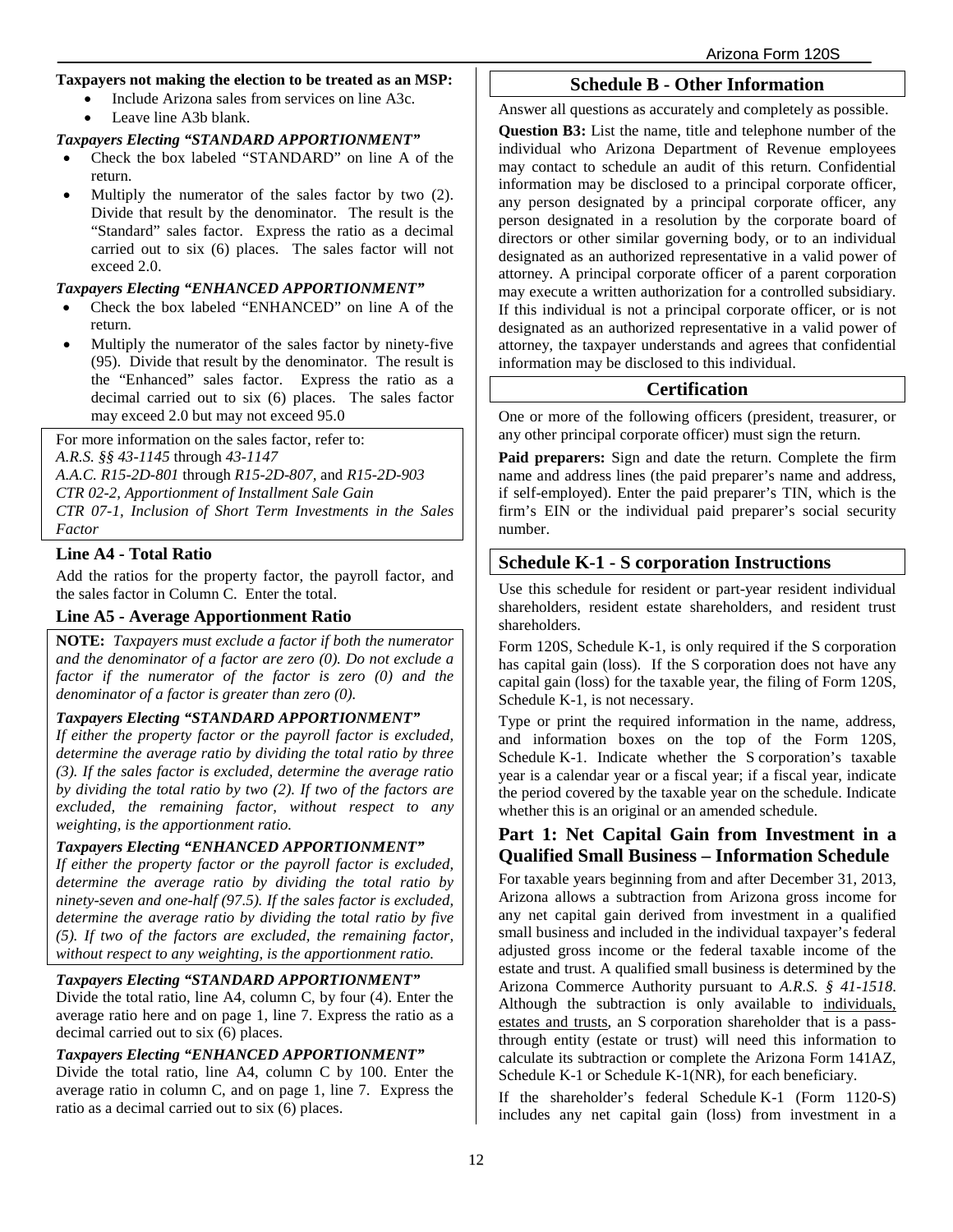**Taxpayers not making the election to be treated as an MSP:**

- Include Arizona sales from services on line A3c.
- Leave line A3b blank.

***Taxpayers Electing "STANDARD APPORTIONMENT"***

- Check the box labeled "STANDARD" on line A of the return.
- Multiply the numerator of the sales factor by two (2). Divide that result by the denominator. The result is the "Standard" sales factor. Express the ratio as a decimal carried out to six (6) places. The sales factor will not exceed 2.0.

***Taxpayers Electing "ENHANCED APPORTIONMENT"***

- Check the box labeled "ENHANCED" on line A of the return.
- Multiply the numerator of the sales factor by ninety-five (95). Divide that result by the denominator. The result is the "Enhanced" sales factor. Express the ratio as a decimal carried out to six (6) places. The sales factor may exceed 2.0 but may not exceed 95.0

For more information on the sales factor, refer to:
*A.R.S. §§ 43-1145* through *43-1147*
*A.A.C. R15-2D-801* through *R15-2D-807*, and *R15-2D-903*
*CTR 02-2, Apportionment of Installment Sale Gain*
*CTR 07-1, Inclusion of Short Term Investments in the Sales Factor*

### Line A4 - Total Ratio

Add the ratios for the property factor, the payroll factor, and the sales factor in Column C. Enter the total.

### Line A5 - Average Apportionment Ratio

**NOTE:** *Taxpayers must exclude a factor if both the numerator and the denominator of a factor are zero (0). Do not exclude a factor if the numerator of the factor is zero (0) and the denominator of a factor is greater than zero (0).*

***Taxpayers Electing "STANDARD APPORTIONMENT"***
*If either the property factor or the payroll factor is excluded, determine the average ratio by dividing the total ratio by three (3). If the sales factor is excluded, determine the average ratio by dividing the total ratio by two (2). If two of the factors are excluded, the remaining factor, without respect to any weighting, is the apportionment ratio.*

***Taxpayers Electing "ENHANCED APPORTIONMENT"***
*If either the property factor or the payroll factor is excluded, determine the average ratio by dividing the total ratio by ninety-seven and one-half (97.5). If the sales factor is excluded, determine the average ratio by dividing the total ratio by five (5). If two of the factors are excluded, the remaining factor, without respect to any weighting, is the apportionment ratio.*

***Taxpayers Electing "STANDARD APPORTIONMENT"***
Divide the total ratio, line A4, column C, by four (4). Enter the average ratio here and on page 1, line 7. Express the ratio as a decimal carried out to six (6) places.

***Taxpayers Electing "ENHANCED APPORTIONMENT"***
Divide the total ratio, line A4, column C by 100. Enter the average ratio in column C, and on page 1, line 7. Express the ratio as a decimal carried out to six (6) places.

## Schedule B - Other Information

Answer all questions as accurately and completely as possible.

**Question B3:** List the name, title and telephone number of the individual who Arizona Department of Revenue employees may contact to schedule an audit of this return. Confidential information may be disclosed to a principal corporate officer, any person designated by a principal corporate officer, any person designated in a resolution by the corporate board of directors or other similar governing body, or to an individual designated as an authorized representative in a valid power of attorney. A principal corporate officer of a parent corporation may execute a written authorization for a controlled subsidiary. If this individual is not a principal corporate officer, or is not designated as an authorized representative in a valid power of attorney, the taxpayer understands and agrees that confidential information may be disclosed to this individual.

## Certification

One or more of the following officers (president, treasurer, or any other principal corporate officer) must sign the return.

**Paid preparers:** Sign and date the return. Complete the firm name and address lines (the paid preparer's name and address, if self-employed). Enter the paid preparer's TIN, which is the firm's EIN or the individual paid preparer's social security number.

## Schedule K-1 - S corporation Instructions

Use this schedule for resident or part-year resident individual shareholders, resident estate shareholders, and resident trust shareholders.

Form 120S, Schedule K-1, is only required if the S corporation has capital gain (loss). If the S corporation does not have any capital gain (loss) for the taxable year, the filing of Form 120S, Schedule K-1, is not necessary.

Type or print the required information in the name, address, and information boxes on the top of the Form 120S, Schedule K-1. Indicate whether the S corporation's taxable year is a calendar year or a fiscal year; if a fiscal year, indicate the period covered by the taxable year on the schedule. Indicate whether this is an original or an amended schedule.

### Part 1: Net Capital Gain from Investment in a Qualified Small Business – Information Schedule

For taxable years beginning from and after December 31, 2013, Arizona allows a subtraction from Arizona gross income for any net capital gain derived from investment in a qualified small business and included in the individual taxpayer's federal adjusted gross income or the federal taxable income of the estate and trust. A qualified small business is determined by the Arizona Commerce Authority pursuant to *A.R.S. § 41-1518*. Although the subtraction is only available to individuals, estates and trusts, an S corporation shareholder that is a pass-through entity (estate or trust) will need this information to calculate its subtraction or complete the Arizona Form 141AZ, Schedule K-1 or Schedule K-1(NR), for each beneficiary.

If the shareholder's federal Schedule K-1 (Form 1120-S) includes any net capital gain (loss) from investment in a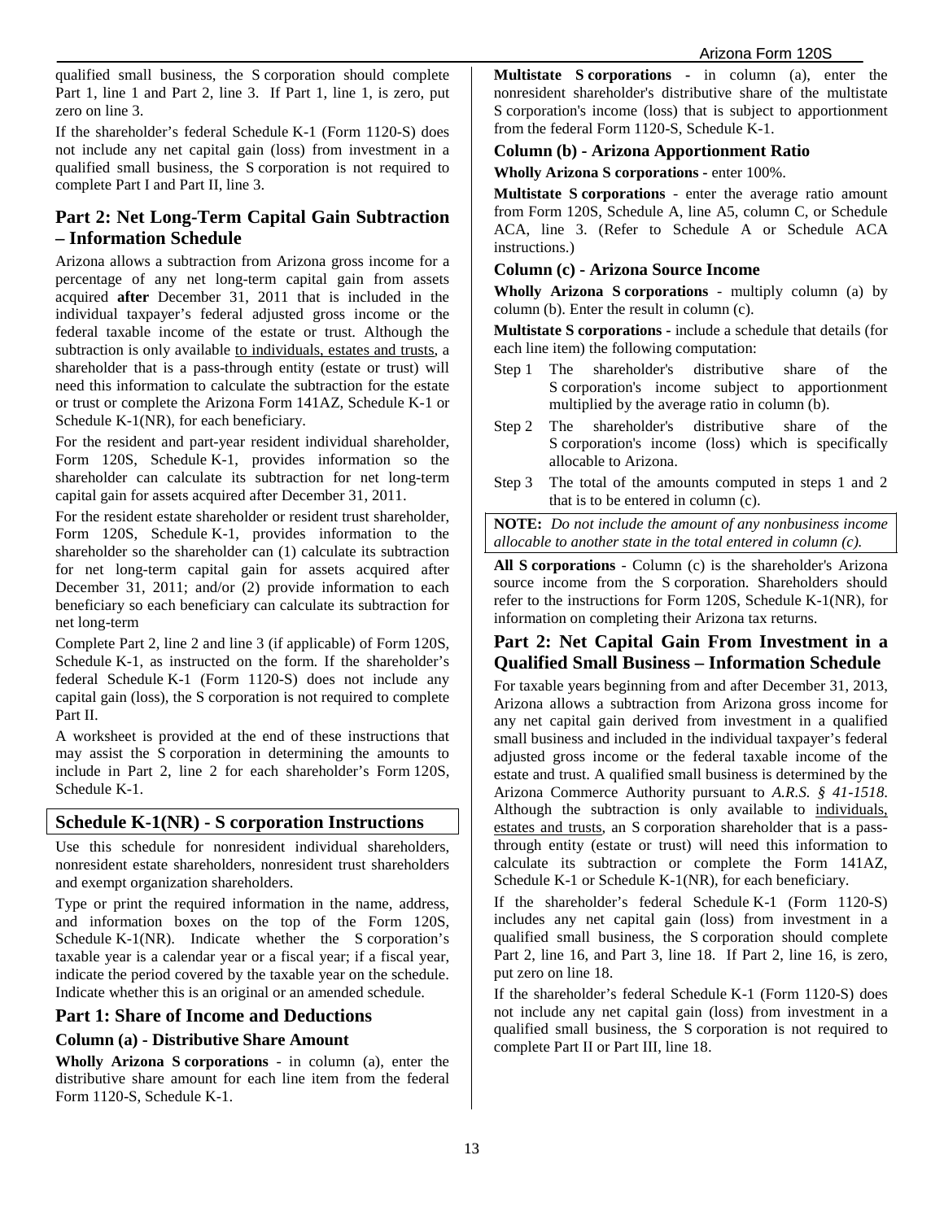qualified small business, the S corporation should complete Part 1, line 1 and Part 2, line 3. If Part 1, line 1, is zero, put zero on line 3.

If the shareholder's federal Schedule K-1 (Form 1120-S) does not include any net capital gain (loss) from investment in a qualified small business, the S corporation is not required to complete Part I and Part II, line 3.

## Part 2: Net Long-Term Capital Gain Subtraction – Information Schedule

Arizona allows a subtraction from Arizona gross income for a percentage of any net long-term capital gain from assets acquired **after** December 31, 2011 that is included in the individual taxpayer's federal adjusted gross income or the federal taxable income of the estate or trust. Although the subtraction is only available to individuals, estates and trusts, a shareholder that is a pass-through entity (estate or trust) will need this information to calculate the subtraction for the estate or trust or complete the Arizona Form 141AZ, Schedule K-1 or Schedule K-1(NR), for each beneficiary.

For the resident and part-year resident individual shareholder, Form 120S, Schedule K-1, provides information so the shareholder can calculate its subtraction for net long-term capital gain for assets acquired after December 31, 2011.

For the resident estate shareholder or resident trust shareholder, Form 120S, Schedule K-1, provides information to the shareholder so the shareholder can (1) calculate its subtraction for net long-term capital gain for assets acquired after December 31, 2011; and/or (2) provide information to each beneficiary so each beneficiary can calculate its subtraction for net long-term

Complete Part 2, line 2 and line 3 (if applicable) of Form 120S, Schedule K-1, as instructed on the form. If the shareholder's federal Schedule K-1 (Form 1120-S) does not include any capital gain (loss), the S corporation is not required to complete Part II.

A worksheet is provided at the end of these instructions that may assist the S corporation in determining the amounts to include in Part 2, line 2 for each shareholder's Form 120S, Schedule K-1.

## Schedule K-1(NR) - S corporation Instructions

Use this schedule for nonresident individual shareholders, nonresident estate shareholders, nonresident trust shareholders and exempt organization shareholders.

Type or print the required information in the name, address, and information boxes on the top of the Form 120S, Schedule K-1(NR). Indicate whether the S corporation's taxable year is a calendar year or a fiscal year; if a fiscal year, indicate the period covered by the taxable year on the schedule. Indicate whether this is an original or an amended schedule.

## Part 1: Share of Income and Deductions

### Column (a) - Distributive Share Amount

**Wholly Arizona S corporations** - in column (a), enter the distributive share amount for each line item from the federal Form 1120-S, Schedule K-1.

**Multistate S corporations** - in column (a), enter the nonresident shareholder's distributive share of the multistate S corporation's income (loss) that is subject to apportionment from the federal Form 1120-S, Schedule K-1.

### Column (b) - Arizona Apportionment Ratio

**Wholly Arizona S corporations** - enter 100%.

**Multistate S corporations** - enter the average ratio amount from Form 120S, Schedule A, line A5, column C, or Schedule ACA, line 3. (Refer to Schedule A or Schedule ACA instructions.)

### Column (c) - Arizona Source Income

**Wholly Arizona S corporations** - multiply column (a) by column (b). Enter the result in column (c).

**Multistate S corporations** - include a schedule that details (for each line item) the following computation:

- Step 1 The shareholder's distributive share of the S corporation's income subject to apportionment multiplied by the average ratio in column (b).
- Step 2 The shareholder's distributive share of the S corporation's income (loss) which is specifically allocable to Arizona.
- Step 3 The total of the amounts computed in steps 1 and 2 that is to be entered in column (c).

**NOTE:** *Do not include the amount of any nonbusiness income allocable to another state in the total entered in column (c).*

**All S corporations** - Column (c) is the shareholder's Arizona source income from the S corporation. Shareholders should refer to the instructions for Form 120S, Schedule K-1(NR), for information on completing their Arizona tax returns.

## Part 2: Net Capital Gain From Investment in a Qualified Small Business – Information Schedule

For taxable years beginning from and after December 31, 2013, Arizona allows a subtraction from Arizona gross income for any net capital gain derived from investment in a qualified small business and included in the individual taxpayer's federal adjusted gross income or the federal taxable income of the estate and trust. A qualified small business is determined by the Arizona Commerce Authority pursuant to *A.R.S. § 41-1518*. Although the subtraction is only available to individuals, estates and trusts, an S corporation shareholder that is a pass-through entity (estate or trust) will need this information to calculate its subtraction or complete the Form 141AZ, Schedule K-1 or Schedule K-1(NR), for each beneficiary.

If the shareholder's federal Schedule K-1 (Form 1120-S) includes any net capital gain (loss) from investment in a qualified small business, the S corporation should complete Part 2, line 16, and Part 3, line 18. If Part 2, line 16, is zero, put zero on line 18.

If the shareholder's federal Schedule K-1 (Form 1120-S) does not include any net capital gain (loss) from investment in a qualified small business, the S corporation is not required to complete Part II or Part III, line 18.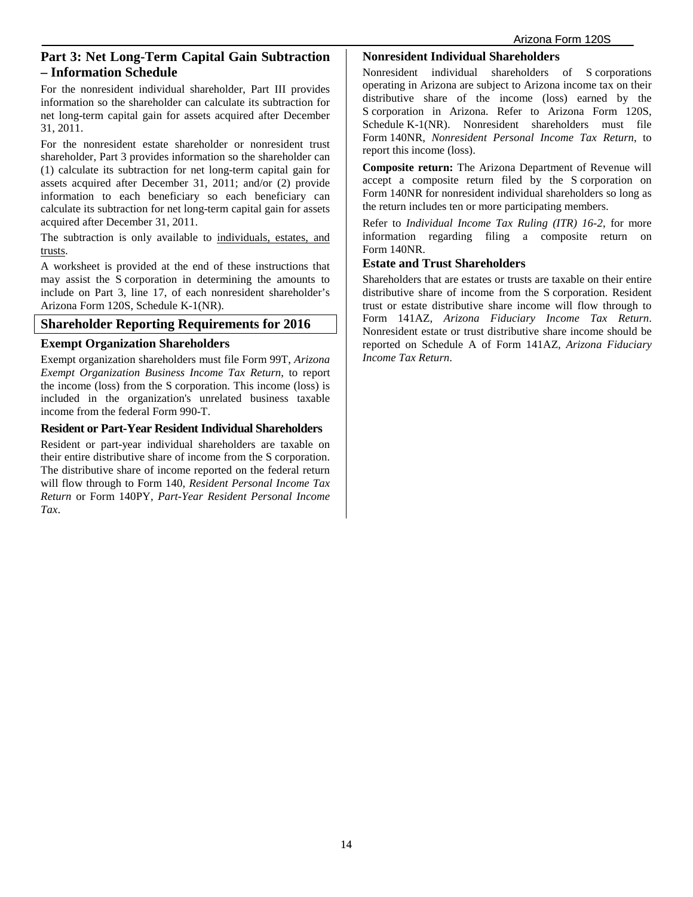## Part 3: Net Long-Term Capital Gain Subtraction – Information Schedule

For the nonresident individual shareholder, Part III provides information so the shareholder can calculate its subtraction for net long-term capital gain for assets acquired after December 31, 2011.

For the nonresident estate shareholder or nonresident trust shareholder, Part 3 provides information so the shareholder can (1) calculate its subtraction for net long-term capital gain for assets acquired after December 31, 2011; and/or (2) provide information to each beneficiary so each beneficiary can calculate its subtraction for net long-term capital gain for assets acquired after December 31, 2011.

The subtraction is only available to individuals, estates, and trusts.

A worksheet is provided at the end of these instructions that may assist the S corporation in determining the amounts to include on Part 3, line 17, of each nonresident shareholder's Arizona Form 120S, Schedule K-1(NR).

## Shareholder Reporting Requirements for 2016

### Exempt Organization Shareholders

Exempt organization shareholders must file Form 99T, *Arizona Exempt Organization Business Income Tax Return*, to report the income (loss) from the S corporation. This income (loss) is included in the organization's unrelated business taxable income from the federal Form 990-T.

### Resident or Part-Year Resident Individual Shareholders

Resident or part-year individual shareholders are taxable on their entire distributive share of income from the S corporation. The distributive share of income reported on the federal return will flow through to Form 140, *Resident Personal Income Tax Return* or Form 140PY, *Part-Year Resident Personal Income Tax*.

### Nonresident Individual Shareholders

Nonresident individual shareholders of S corporations operating in Arizona are subject to Arizona income tax on their distributive share of the income (loss) earned by the S corporation in Arizona. Refer to Arizona Form 120S, Schedule K-1(NR). Nonresident shareholders must file Form 140NR, *Nonresident Personal Income Tax Return*, to report this income (loss).

**Composite return:** The Arizona Department of Revenue will accept a composite return filed by the S corporation on Form 140NR for nonresident individual shareholders so long as the return includes ten or more participating members.

Refer to *Individual Income Tax Ruling (ITR) 16-2*, for more information regarding filing a composite return on Form 140NR.

### Estate and Trust Shareholders

Shareholders that are estates or trusts are taxable on their entire distributive share of income from the S corporation. Resident trust or estate distributive share income will flow through to Form 141AZ, *Arizona Fiduciary Income Tax Return*. Nonresident estate or trust distributive share income should be reported on Schedule A of Form 141AZ, *Arizona Fiduciary Income Tax Return*.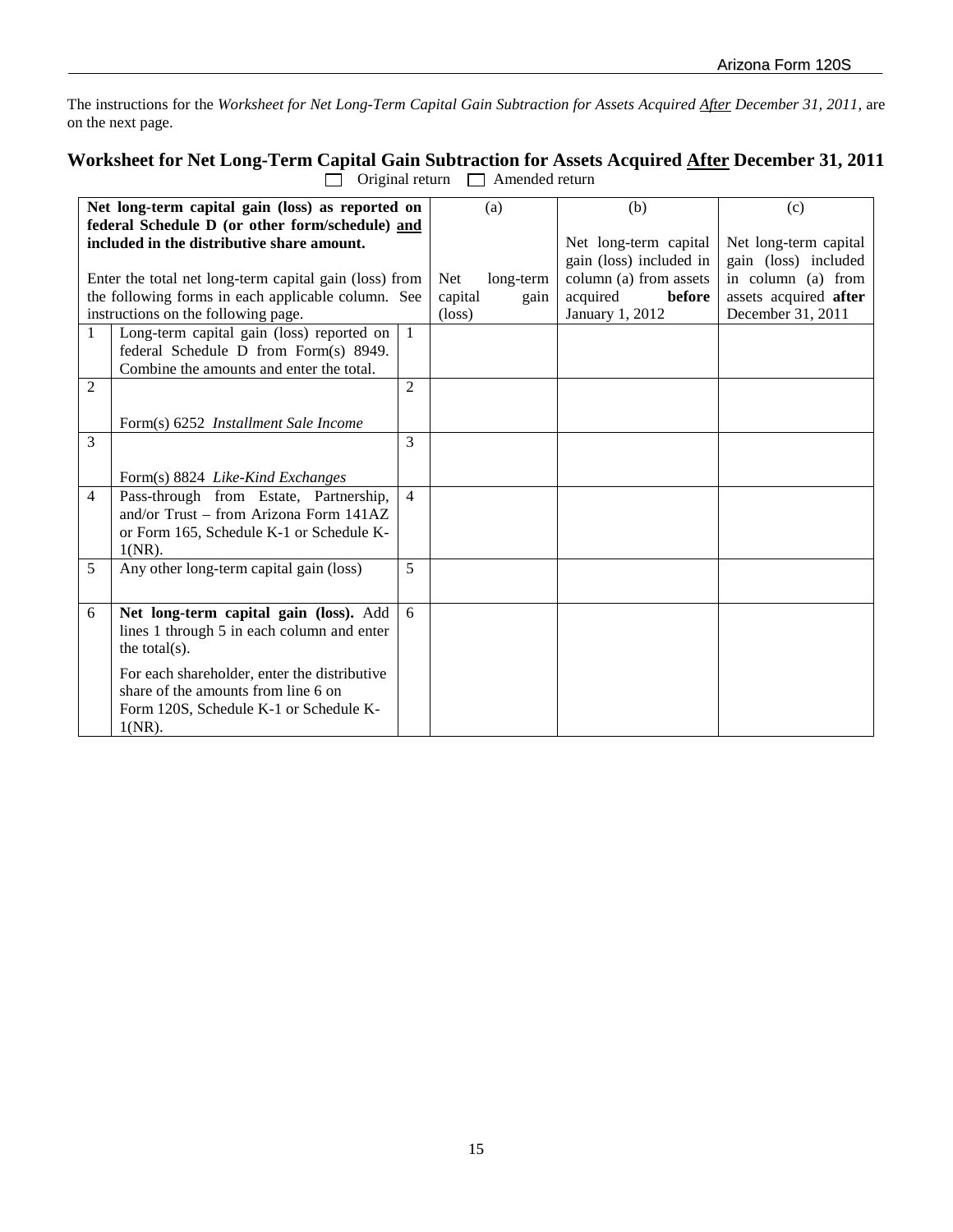The instructions for the *Worksheet for Net Long-Term Capital Gain Subtraction for Assets Acquired After December 31, 2011,* are on the next page.

## Worksheet for Net Long-Term Capital Gain Subtraction for Assets Acquired After December 31, 2011

☐ Original return ☐ Amended return

| **Net long-term capital gain (loss) as reported on federal Schedule D (or other form/schedule) and included in the distributive share amount.** Enter the total net long-term capital gain (loss) from the following forms in each applicable column. See instructions on the following page. | | | (a) Net long-term capital gain (loss) | (b) Net long-term capital gain (loss) included in column (a) from assets acquired **before** January 1, 2012 | (c) Net long-term capital gain (loss) included in column (a) from assets acquired **after** December 31, 2011 |
|---|---|---|---|---|---|
| 1 | Long-term capital gain (loss) reported on federal Schedule D from Form(s) 8949. Combine the amounts and enter the total. | 1 | | | |
| 2 | Form(s) 6252 *Installment Sale Income* | 2 | | | |
| 3 | Form(s) 8824 *Like-Kind Exchanges* | 3 | | | |
| 4 | Pass-through from Estate, Partnership, and/or Trust – from Arizona Form 141AZ or Form 165, Schedule K-1 or Schedule K-1(NR). | 4 | | | |
| 5 | Any other long-term capital gain (loss) | 5 | | | |
| 6 | **Net long-term capital gain (loss).** Add lines 1 through 5 in each column and enter the total(s). For each shareholder, enter the distributive share of the amounts from line 6 on Form 120S, Schedule K-1 or Schedule K-1(NR). | 6 | | | |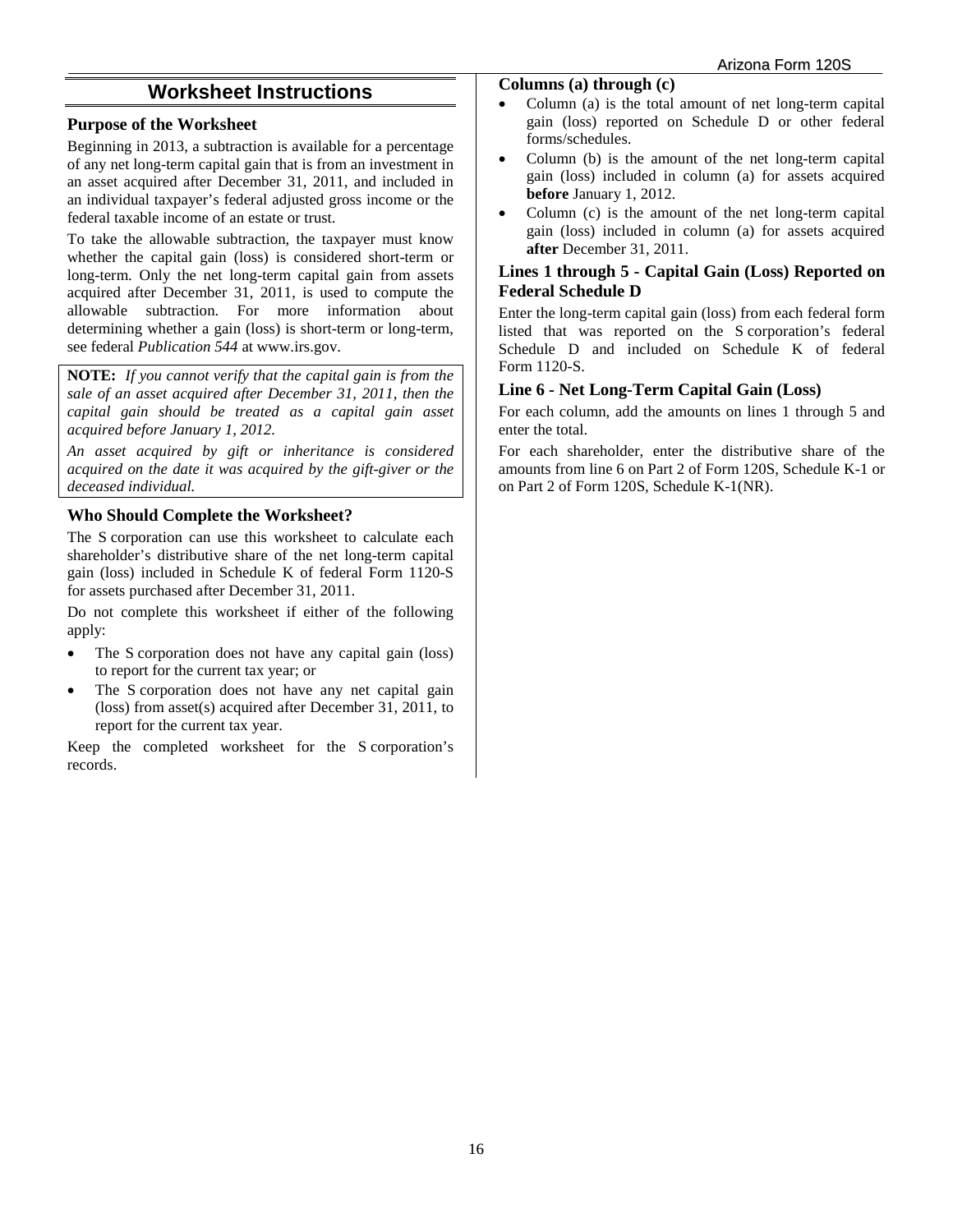## Worksheet Instructions

### Purpose of the Worksheet

Beginning in 2013, a subtraction is available for a percentage of any net long-term capital gain that is from an investment in an asset acquired after December 31, 2011, and included in an individual taxpayer's federal adjusted gross income or the federal taxable income of an estate or trust.

To take the allowable subtraction, the taxpayer must know whether the capital gain (loss) is considered short-term or long-term. Only the net long-term capital gain from assets acquired after December 31, 2011, is used to compute the allowable subtraction. For more information about determining whether a gain (loss) is short-term or long-term, see federal *Publication 544* at www.irs.gov.

> **NOTE:** *If you cannot verify that the capital gain is from the sale of an asset acquired after December 31, 2011, then the capital gain should be treated as a capital gain asset acquired before January 1, 2012.*
>
> *An asset acquired by gift or inheritance is considered acquired on the date it was acquired by the gift-giver or the deceased individual.*

### Who Should Complete the Worksheet?

The S corporation can use this worksheet to calculate each shareholder's distributive share of the net long-term capital gain (loss) included in Schedule K of federal Form 1120-S for assets purchased after December 31, 2011.

Do not complete this worksheet if either of the following apply:

- The S corporation does not have any capital gain (loss) to report for the current tax year; or
- The S corporation does not have any net capital gain (loss) from asset(s) acquired after December 31, 2011, to report for the current tax year.

Keep the completed worksheet for the S corporation's records.

### Columns (a) through (c)

- Column (a) is the total amount of net long-term capital gain (loss) reported on Schedule D or other federal forms/schedules.
- Column (b) is the amount of the net long-term capital gain (loss) included in column (a) for assets acquired **before** January 1, 2012.
- Column (c) is the amount of the net long-term capital gain (loss) included in column (a) for assets acquired **after** December 31, 2011.

### Lines 1 through 5 - Capital Gain (Loss) Reported on Federal Schedule D

Enter the long-term capital gain (loss) from each federal form listed that was reported on the S corporation's federal Schedule D and included on Schedule K of federal Form 1120-S.

### Line 6 - Net Long-Term Capital Gain (Loss)

For each column, add the amounts on lines 1 through 5 and enter the total.

For each shareholder, enter the distributive share of the amounts from line 6 on Part 2 of Form 120S, Schedule K-1 or on Part 2 of Form 120S, Schedule K-1(NR).